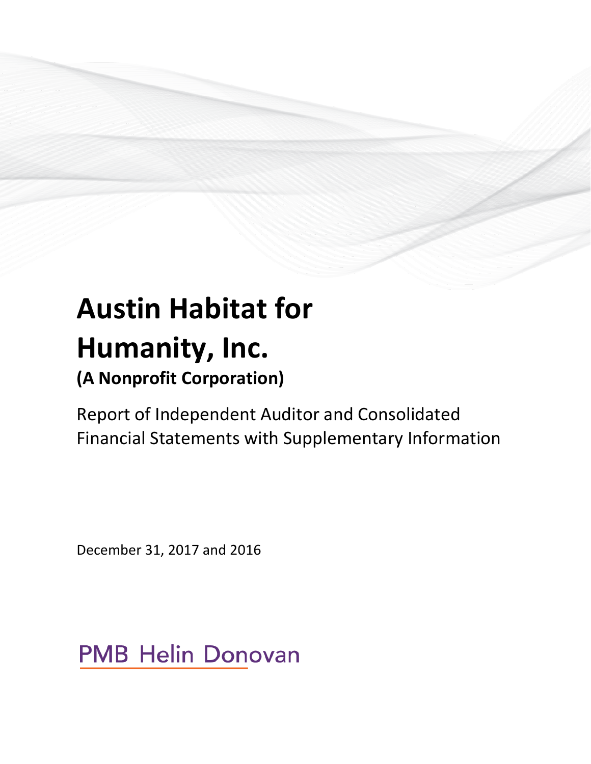# Austin Habitat for Humanity, Inc.

**(A Nonprofit Corporation)**

Report of Independent Auditor and Consolidated Financial Statements with Supplementary Information

December 31, 2017 and 2016

PMB Helin Donovan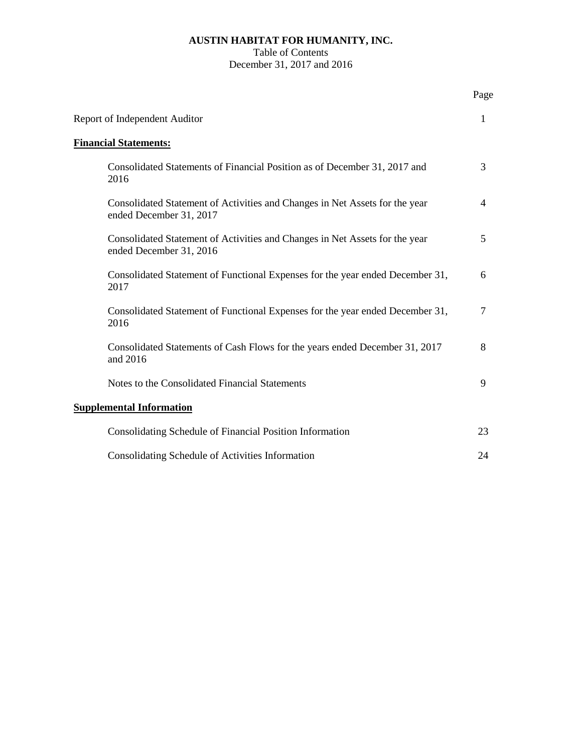**AUSTIN HABITAT FOR HUMANITY, INC.**
Table of Contents
December 31, 2017 and 2016

| | Page |
|---|---|
| Report of Independent Auditor | 1 |
| **Financial Statements:** | |
| Consolidated Statements of Financial Position as of December 31, 2017 and 2016 | 3 |
| Consolidated Statement of Activities and Changes in Net Assets for the year ended December 31, 2017 | 4 |
| Consolidated Statement of Activities and Changes in Net Assets for the year ended December 31, 2016 | 5 |
| Consolidated Statement of Functional Expenses for the year ended December 31, 2017 | 6 |
| Consolidated Statement of Functional Expenses for the year ended December 31, 2016 | 7 |
| Consolidated Statements of Cash Flows for the years ended December 31, 2017 and 2016 | 8 |
| Notes to the Consolidated Financial Statements | 9 |
| **Supplemental Information** | |
| Consolidating Schedule of Financial Position Information | 23 |
| Consolidating Schedule of Activities Information | 24 |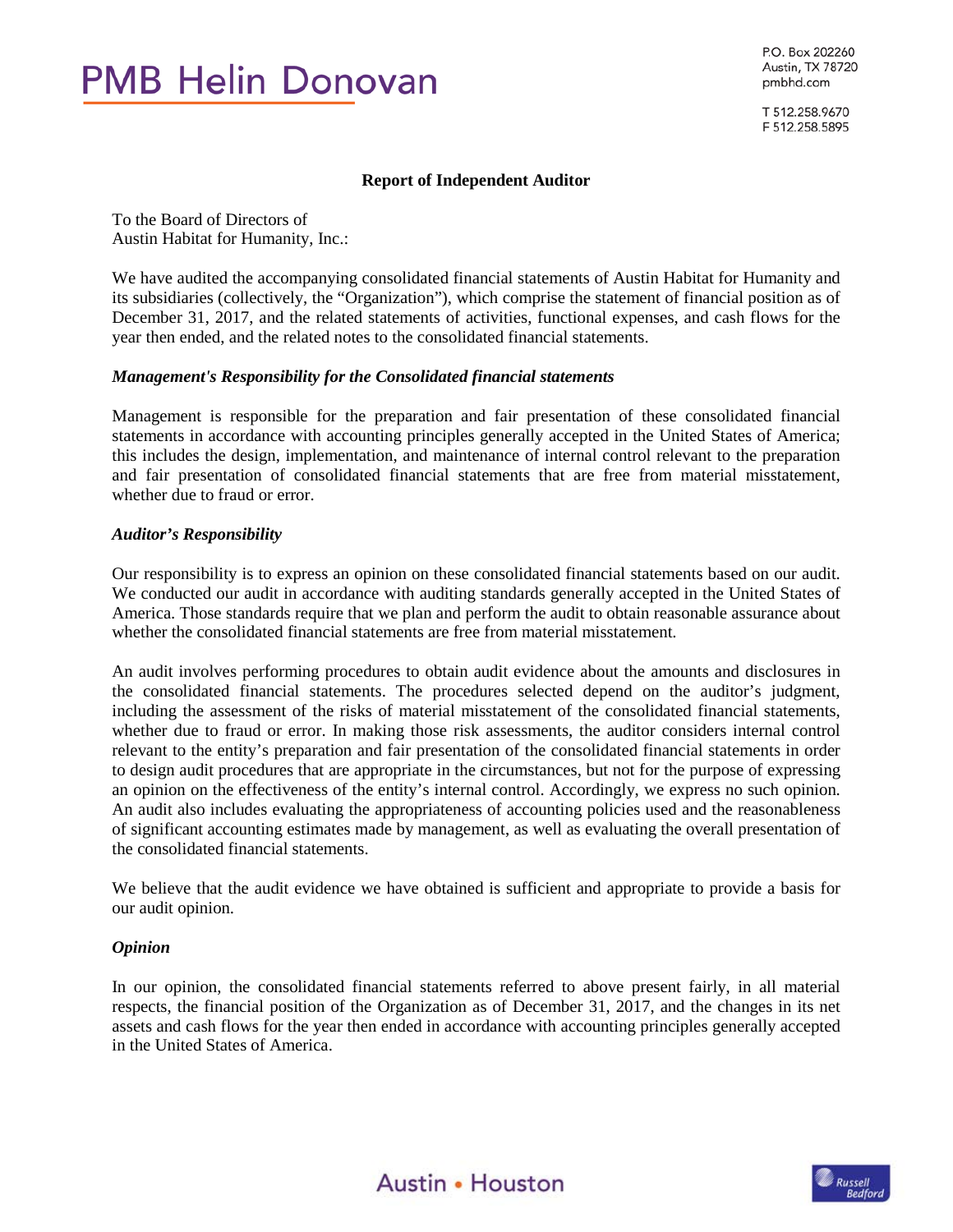# PMB Helin Donovan

P.O. Box 202260
Austin, TX 78720
pmbhd.com

T 512.258.9670
F 512.258.5895

**Report of Independent Auditor**

To the Board of Directors of
Austin Habitat for Humanity, Inc.:

We have audited the accompanying consolidated financial statements of Austin Habitat for Humanity and its subsidiaries (collectively, the "Organization"), which comprise the statement of financial position as of December 31, 2017, and the related statements of activities, functional expenses, and cash flows for the year then ended, and the related notes to the consolidated financial statements.

***Management's Responsibility for the Consolidated financial statements***

Management is responsible for the preparation and fair presentation of these consolidated financial statements in accordance with accounting principles generally accepted in the United States of America; this includes the design, implementation, and maintenance of internal control relevant to the preparation and fair presentation of consolidated financial statements that are free from material misstatement, whether due to fraud or error.

***Auditor's Responsibility***

Our responsibility is to express an opinion on these consolidated financial statements based on our audit. We conducted our audit in accordance with auditing standards generally accepted in the United States of America. Those standards require that we plan and perform the audit to obtain reasonable assurance about whether the consolidated financial statements are free from material misstatement.

An audit involves performing procedures to obtain audit evidence about the amounts and disclosures in the consolidated financial statements. The procedures selected depend on the auditor's judgment, including the assessment of the risks of material misstatement of the consolidated financial statements, whether due to fraud or error. In making those risk assessments, the auditor considers internal control relevant to the entity's preparation and fair presentation of the consolidated financial statements in order to design audit procedures that are appropriate in the circumstances, but not for the purpose of expressing an opinion on the effectiveness of the entity's internal control. Accordingly, we express no such opinion. An audit also includes evaluating the appropriateness of accounting policies used and the reasonableness of significant accounting estimates made by management, as well as evaluating the overall presentation of the consolidated financial statements.

We believe that the audit evidence we have obtained is sufficient and appropriate to provide a basis for our audit opinion.

***Opinion***

In our opinion, the consolidated financial statements referred to above present fairly, in all material respects, the financial position of the Organization as of December 31, 2017, and the changes in its net assets and cash flows for the year then ended in accordance with accounting principles generally accepted in the United States of America.

Austin • Houston

Russell Bedford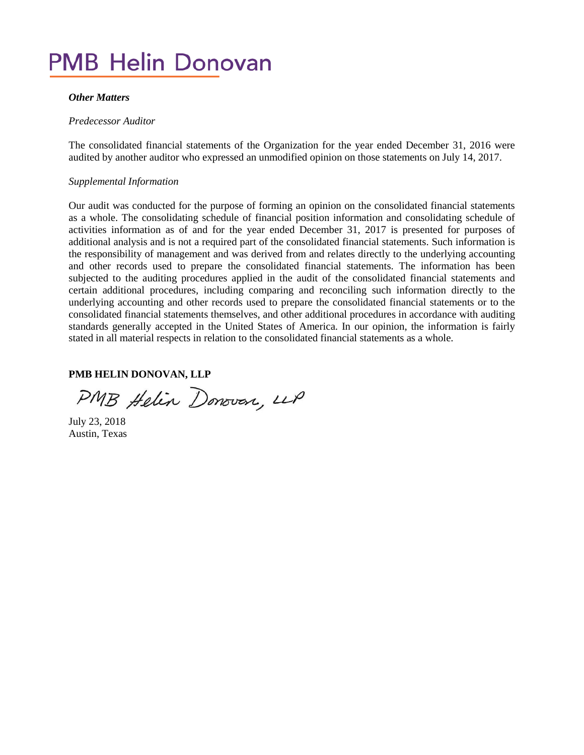**PMB Helin Donovan**

***Other Matters***

*Predecessor Auditor*

The consolidated financial statements of the Organization for the year ended December 31, 2016 were audited by another auditor who expressed an unmodified opinion on those statements on July 14, 2017.

*Supplemental Information*

Our audit was conducted for the purpose of forming an opinion on the consolidated financial statements as a whole. The consolidating schedule of financial position information and consolidating schedule of activities information as of and for the year ended December 31, 2017 is presented for purposes of additional analysis and is not a required part of the consolidated financial statements. Such information is the responsibility of management and was derived from and relates directly to the underlying accounting and other records used to prepare the consolidated financial statements. The information has been subjected to the auditing procedures applied in the audit of the consolidated financial statements and certain additional procedures, including comparing and reconciling such information directly to the underlying accounting and other records used to prepare the consolidated financial statements or to the consolidated financial statements themselves, and other additional procedures in accordance with auditing standards generally accepted in the United States of America. In our opinion, the information is fairly stated in all material respects in relation to the consolidated financial statements as a whole.

**PMB HELIN DONOVAN, LLP**

*PMB Helin Donovan, LLP*

July 23, 2018
Austin, Texas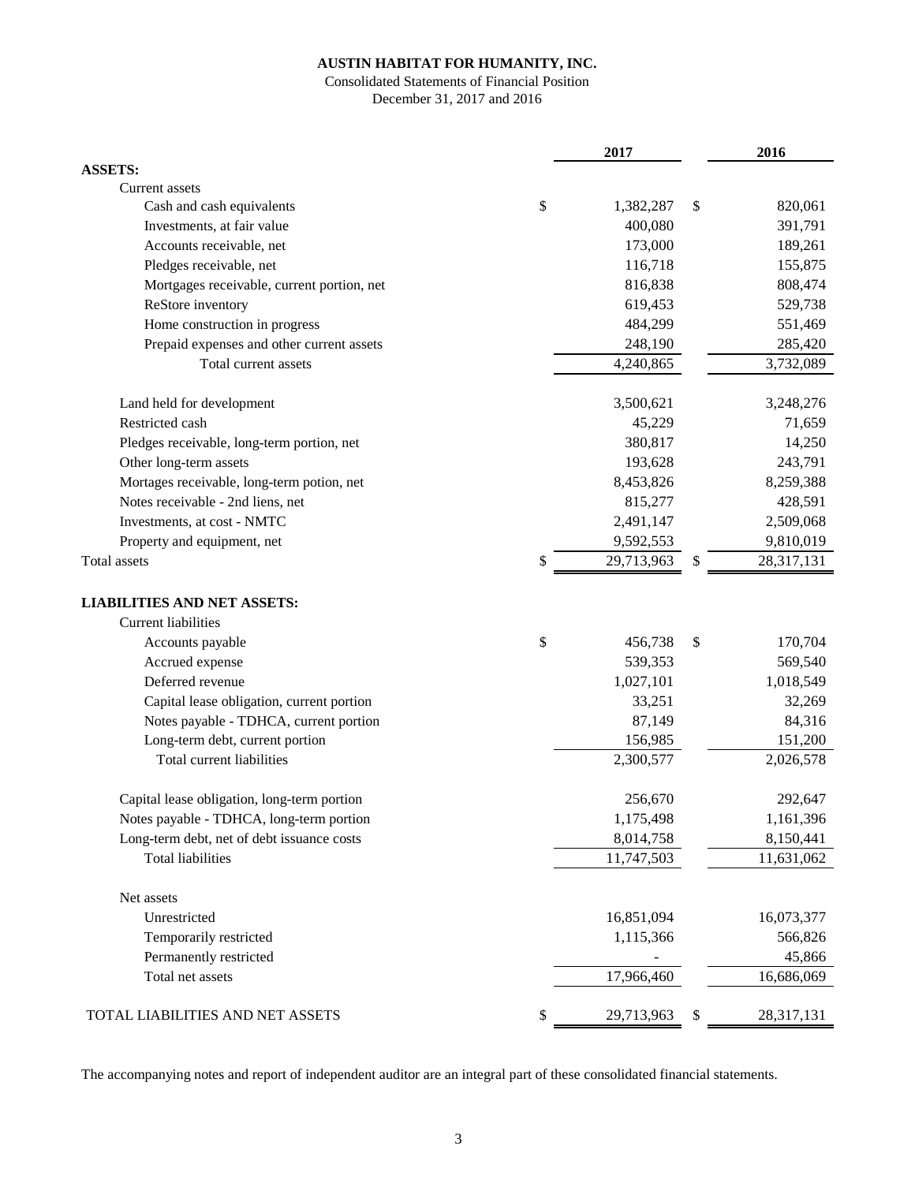**AUSTIN HABITAT FOR HUMANITY, INC.**

Consolidated Statements of Financial Position

December 31, 2017 and 2016

| | 2017 | 2016 |
|---|---|---|
| **ASSETS:** | | |
| Current assets | | |
| Cash and cash equivalents | $ 1,382,287 | $ 820,061 |
| Investments, at fair value | 400,080 | 391,791 |
| Accounts receivable, net | 173,000 | 189,261 |
| Pledges receivable, net | 116,718 | 155,875 |
| Mortgages receivable, current portion, net | 816,838 | 808,474 |
| ReStore inventory | 619,453 | 529,738 |
| Home construction in progress | 484,299 | 551,469 |
| Prepaid expenses and other current assets | 248,190 | 285,420 |
| Total current assets | 4,240,865 | 3,732,089 |
| | | |
| Land held for development | 3,500,621 | 3,248,276 |
| Restricted cash | 45,229 | 71,659 |
| Pledges receivable, long-term portion, net | 380,817 | 14,250 |
| Other long-term assets | 193,628 | 243,791 |
| Mortages receivable, long-term potion, net | 8,453,826 | 8,259,388 |
| Notes receivable - 2nd liens, net | 815,277 | 428,591 |
| Investments, at cost - NMTC | 2,491,147 | 2,509,068 |
| Property and equipment, net | 9,592,553 | 9,810,019 |
| Total assets | $ 29,713,963 | $ 28,317,131 |
| | | |
| **LIABILITIES AND NET ASSETS:** | | |
| Current liabilities | | |
| Accounts payable | $ 456,738 | $ 170,704 |
| Accrued expense | 539,353 | 569,540 |
| Deferred revenue | 1,027,101 | 1,018,549 |
| Capital lease obligation, current portion | 33,251 | 32,269 |
| Notes payable - TDHCA, current portion | 87,149 | 84,316 |
| Long-term debt, current portion | 156,985 | 151,200 |
| Total current liabilities | 2,300,577 | 2,026,578 |
| | | |
| Capital lease obligation, long-term portion | 256,670 | 292,647 |
| Notes payable - TDHCA, long-term portion | 1,175,498 | 1,161,396 |
| Long-term debt, net of debt issuance costs | 8,014,758 | 8,150,441 |
| Total liabilities | 11,747,503 | 11,631,062 |
| | | |
| Net assets | | |
| Unrestricted | 16,851,094 | 16,073,377 |
| Temporarily restricted | 1,115,366 | 566,826 |
| Permanently restricted | - | 45,866 |
| Total net assets | 17,966,460 | 16,686,069 |
| | | |
| TOTAL LIABILITIES AND NET ASSETS | $ 29,713,963 | $ 28,317,131 |

The accompanying notes and report of independent auditor are an integral part of these consolidated financial statements.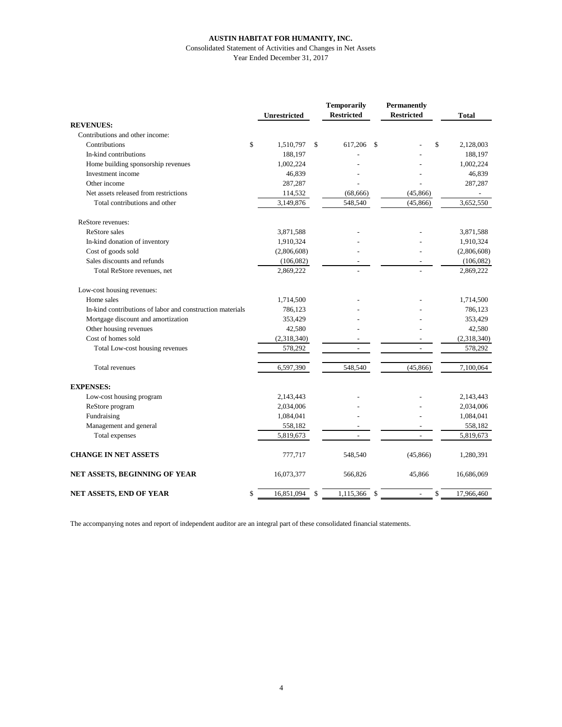**AUSTIN HABITAT FOR HUMANITY, INC.**

Consolidated Statement of Activities and Changes in Net Assets

Year Ended December 31, 2017

| | Unrestricted | Temporarily Restricted | Permanently Restricted | Total |
|---|---|---|---|---|
| **REVENUES:** | | | | |
| Contributions and other income: | | | | |
| Contributions | $ 1,510,797 | $ 617,206 | $ - | $ 2,128,003 |
| In-kind contributions | 188,197 | - | - | 188,197 |
| Home building sponsorship revenues | 1,002,224 | - | - | 1,002,224 |
| Investment income | 46,839 | - | - | 46,839 |
| Other income | 287,287 | - | - | 287,287 |
| Net assets released from restrictions | 114,532 | (68,666) | (45,866) | - |
| Total contributions and other | 3,149,876 | 548,540 | (45,866) | 3,652,550 |
| ReStore revenues: | | | | |
| ReStore sales | 3,871,588 | - | - | 3,871,588 |
| In-kind donation of inventory | 1,910,324 | - | - | 1,910,324 |
| Cost of goods sold | (2,806,608) | - | - | (2,806,608) |
| Sales discounts and refunds | (106,082) | - | - | (106,082) |
| Total ReStore revenues, net | 2,869,222 | - | - | 2,869,222 |
| Low-cost housing revenues: | | | | |
| Home sales | 1,714,500 | - | - | 1,714,500 |
| In-kind contributions of labor and construction materials | 786,123 | - | - | 786,123 |
| Mortgage discount and amortization | 353,429 | - | - | 353,429 |
| Other housing revenues | 42,580 | - | - | 42,580 |
| Cost of homes sold | (2,318,340) | - | - | (2,318,340) |
| Total Low-cost housing revenues | 578,292 | - | - | 578,292 |
| Total revenues | 6,597,390 | 548,540 | (45,866) | 7,100,064 |
| **EXPENSES:** | | | | |
| Low-cost housing program | 2,143,443 | - | - | 2,143,443 |
| ReStore program | 2,034,006 | - | - | 2,034,006 |
| Fundraising | 1,084,041 | - | - | 1,084,041 |
| Management and general | 558,182 | - | - | 558,182 |
| Total expenses | 5,819,673 | - | - | 5,819,673 |
| **CHANGE IN NET ASSETS** | 777,717 | 548,540 | (45,866) | 1,280,391 |
| **NET ASSETS, BEGINNING OF YEAR** | 16,073,377 | 566,826 | 45,866 | 16,686,069 |
| **NET ASSETS, END OF YEAR** | $ 16,851,094 | $ 1,115,366 | $ - | $ 17,966,460 |

The accompanying notes and report of independent auditor are an integral part of these consolidated financial statements.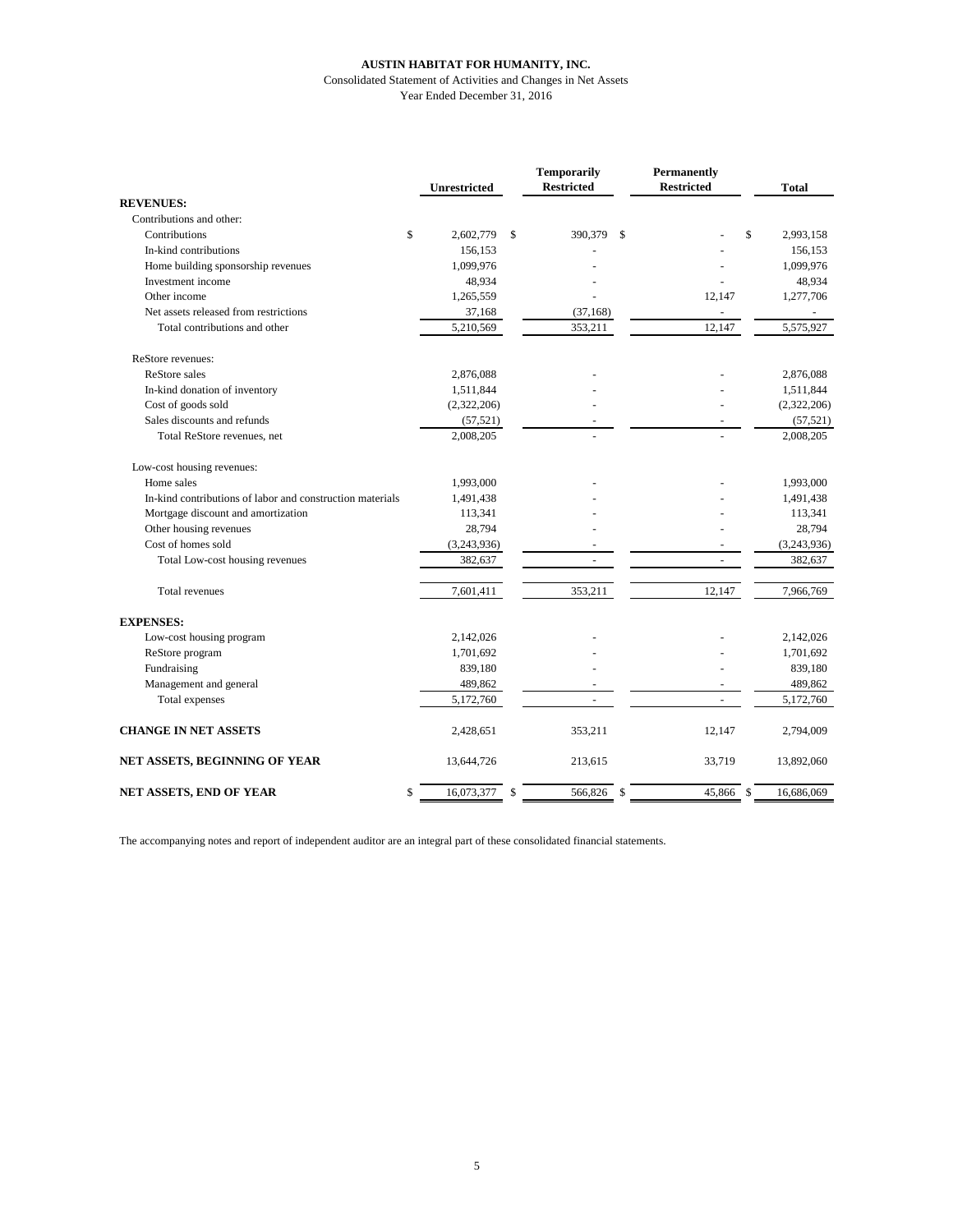**AUSTIN HABITAT FOR HUMANITY, INC.**

Consolidated Statement of Activities and Changes in Net Assets

Year Ended December 31, 2016

| | Unrestricted | Temporarily Restricted | Permanently Restricted | Total |
|---|---|---|---|---|
| **REVENUES:** | | | | |
| Contributions and other: | | | | |
| Contributions | $ 2,602,779 | $ 390,379 | $ - | $ 2,993,158 |
| In-kind contributions | 156,153 | - | - | 156,153 |
| Home building sponsorship revenues | 1,099,976 | - | - | 1,099,976 |
| Investment income | 48,934 | - | - | 48,934 |
| Other income | 1,265,559 | - | 12,147 | 1,277,706 |
| Net assets released from restrictions | 37,168 | (37,168) | - | - |
| Total contributions and other | 5,210,569 | 353,211 | 12,147 | 5,575,927 |
| ReStore revenues: | | | | |
| ReStore sales | 2,876,088 | - | - | 2,876,088 |
| In-kind donation of inventory | 1,511,844 | - | - | 1,511,844 |
| Cost of goods sold | (2,322,206) | - | - | (2,322,206) |
| Sales discounts and refunds | (57,521) | - | - | (57,521) |
| Total ReStore revenues, net | 2,008,205 | - | - | 2,008,205 |
| Low-cost housing revenues: | | | | |
| Home sales | 1,993,000 | - | - | 1,993,000 |
| In-kind contributions of labor and construction materials | 1,491,438 | - | - | 1,491,438 |
| Mortgage discount and amortization | 113,341 | - | - | 113,341 |
| Other housing revenues | 28,794 | - | - | 28,794 |
| Cost of homes sold | (3,243,936) | - | - | (3,243,936) |
| Total Low-cost housing revenues | 382,637 | - | - | 382,637 |
| Total revenues | 7,601,411 | 353,211 | 12,147 | 7,966,769 |
| **EXPENSES:** | | | | |
| Low-cost housing program | 2,142,026 | - | - | 2,142,026 |
| ReStore program | 1,701,692 | - | - | 1,701,692 |
| Fundraising | 839,180 | - | - | 839,180 |
| Management and general | 489,862 | - | - | 489,862 |
| Total expenses | 5,172,760 | - | - | 5,172,760 |
| **CHANGE IN NET ASSETS** | 2,428,651 | 353,211 | 12,147 | 2,794,009 |
| **NET ASSETS, BEGINNING OF YEAR** | 13,644,726 | 213,615 | 33,719 | 13,892,060 |
| **NET ASSETS, END OF YEAR** | $ 16,073,377 | $ 566,826 | $ 45,866 | $ 16,686,069 |

The accompanying notes and report of independent auditor are an integral part of these consolidated financial statements.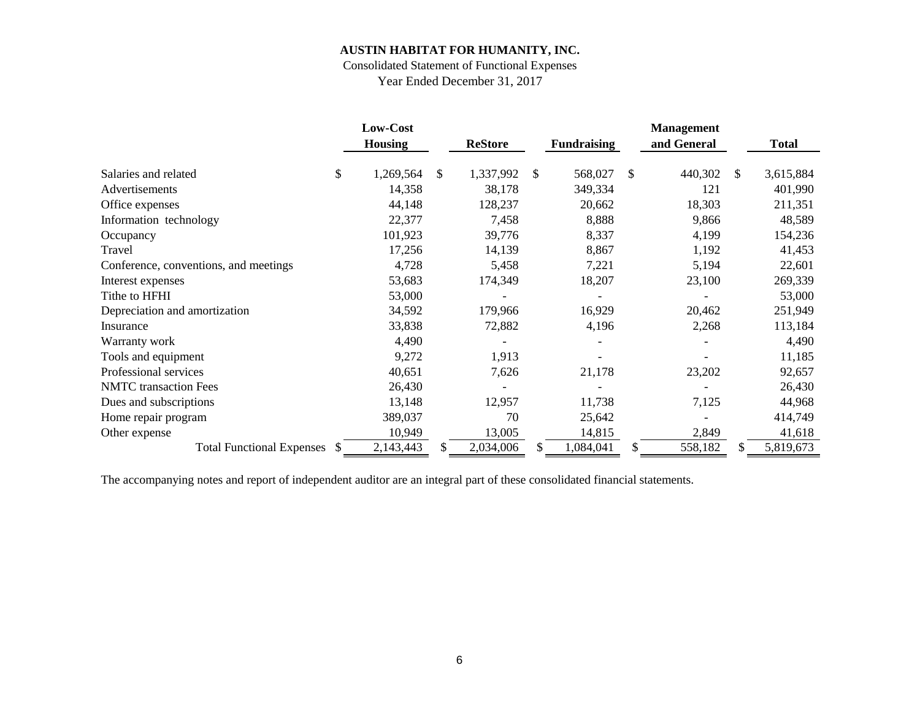**AUSTIN HABITAT FOR HUMANITY, INC.**

Consolidated Statement of Functional Expenses

Year Ended December 31, 2017

| | Low-Cost Housing | ReStore | Fundraising | Management and General | Total |
|---|---|---|---|---|---|
| Salaries and related | $ 1,269,564 | $ 1,337,992 | $ 568,027 | $ 440,302 | $ 3,615,884 |
| Advertisements | 14,358 | 38,178 | 349,334 | 121 | 401,990 |
| Office expenses | 44,148 | 128,237 | 20,662 | 18,303 | 211,351 |
| Information technology | 22,377 | 7,458 | 8,888 | 9,866 | 48,589 |
| Occupancy | 101,923 | 39,776 | 8,337 | 4,199 | 154,236 |
| Travel | 17,256 | 14,139 | 8,867 | 1,192 | 41,453 |
| Conference, conventions, and meetings | 4,728 | 5,458 | 7,221 | 5,194 | 22,601 |
| Interest expenses | 53,683 | 174,349 | 18,207 | 23,100 | 269,339 |
| Tithe to HFHI | 53,000 | - | - | - | 53,000 |
| Depreciation and amortization | 34,592 | 179,966 | 16,929 | 20,462 | 251,949 |
| Insurance | 33,838 | 72,882 | 4,196 | 2,268 | 113,184 |
| Warranty work | 4,490 | - | - | - | 4,490 |
| Tools and equipment | 9,272 | 1,913 | - | - | 11,185 |
| Professional services | 40,651 | 7,626 | 21,178 | 23,202 | 92,657 |
| NMTC transaction Fees | 26,430 | - | - | - | 26,430 |
| Dues and subscriptions | 13,148 | 12,957 | 11,738 | 7,125 | 44,968 |
| Home repair program | 389,037 | 70 | 25,642 | - | 414,749 |
| Other expense | 10,949 | 13,005 | 14,815 | 2,849 | 41,618 |
| Total Functional Expenses | $ 2,143,443 | $ 2,034,006 | $ 1,084,041 | $ 558,182 | $ 5,819,673 |

The accompanying notes and report of independent auditor are an integral part of these consolidated financial statements.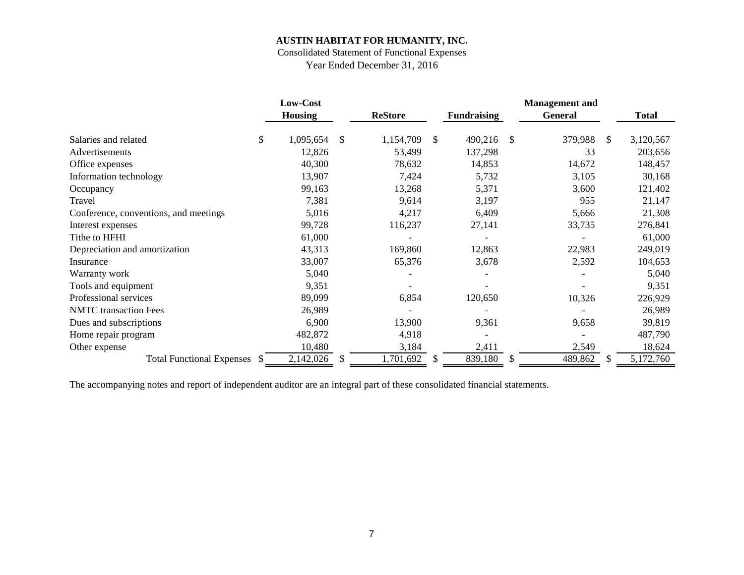# AUSTIN HABITAT FOR HUMANITY, INC.

Consolidated Statement of Functional Expenses

Year Ended December 31, 2016

| | Low-Cost Housing | ReStore | Fundraising | Management and General | Total |
|---|---|---|---|---|---|
| Salaries and related | $ 1,095,654 | $ 1,154,709 | $ 490,216 | $ 379,988 | $ 3,120,567 |
| Advertisements | 12,826 | 53,499 | 137,298 | 33 | 203,656 |
| Office expenses | 40,300 | 78,632 | 14,853 | 14,672 | 148,457 |
| Information technology | 13,907 | 7,424 | 5,732 | 3,105 | 30,168 |
| Occupancy | 99,163 | 13,268 | 5,371 | 3,600 | 121,402 |
| Travel | 7,381 | 9,614 | 3,197 | 955 | 21,147 |
| Conference, conventions, and meetings | 5,016 | 4,217 | 6,409 | 5,666 | 21,308 |
| Interest expenses | 99,728 | 116,237 | 27,141 | 33,735 | 276,841 |
| Tithe to HFHI | 61,000 | - | - | - | 61,000 |
| Depreciation and amortization | 43,313 | 169,860 | 12,863 | 22,983 | 249,019 |
| Insurance | 33,007 | 65,376 | 3,678 | 2,592 | 104,653 |
| Warranty work | 5,040 | - | - | - | 5,040 |
| Tools and equipment | 9,351 | - | - | - | 9,351 |
| Professional services | 89,099 | 6,854 | 120,650 | 10,326 | 226,929 |
| NMTC transaction Fees | 26,989 | - | - | - | 26,989 |
| Dues and subscriptions | 6,900 | 13,900 | 9,361 | 9,658 | 39,819 |
| Home repair program | 482,872 | 4,918 | - | - | 487,790 |
| Other expense | 10,480 | 3,184 | 2,411 | 2,549 | 18,624 |
| Total Functional Expenses | $ 2,142,026 | $ 1,701,692 | $ 839,180 | $ 489,862 | $ 5,172,760 |

The accompanying notes and report of independent auditor are an integral part of these consolidated financial statements.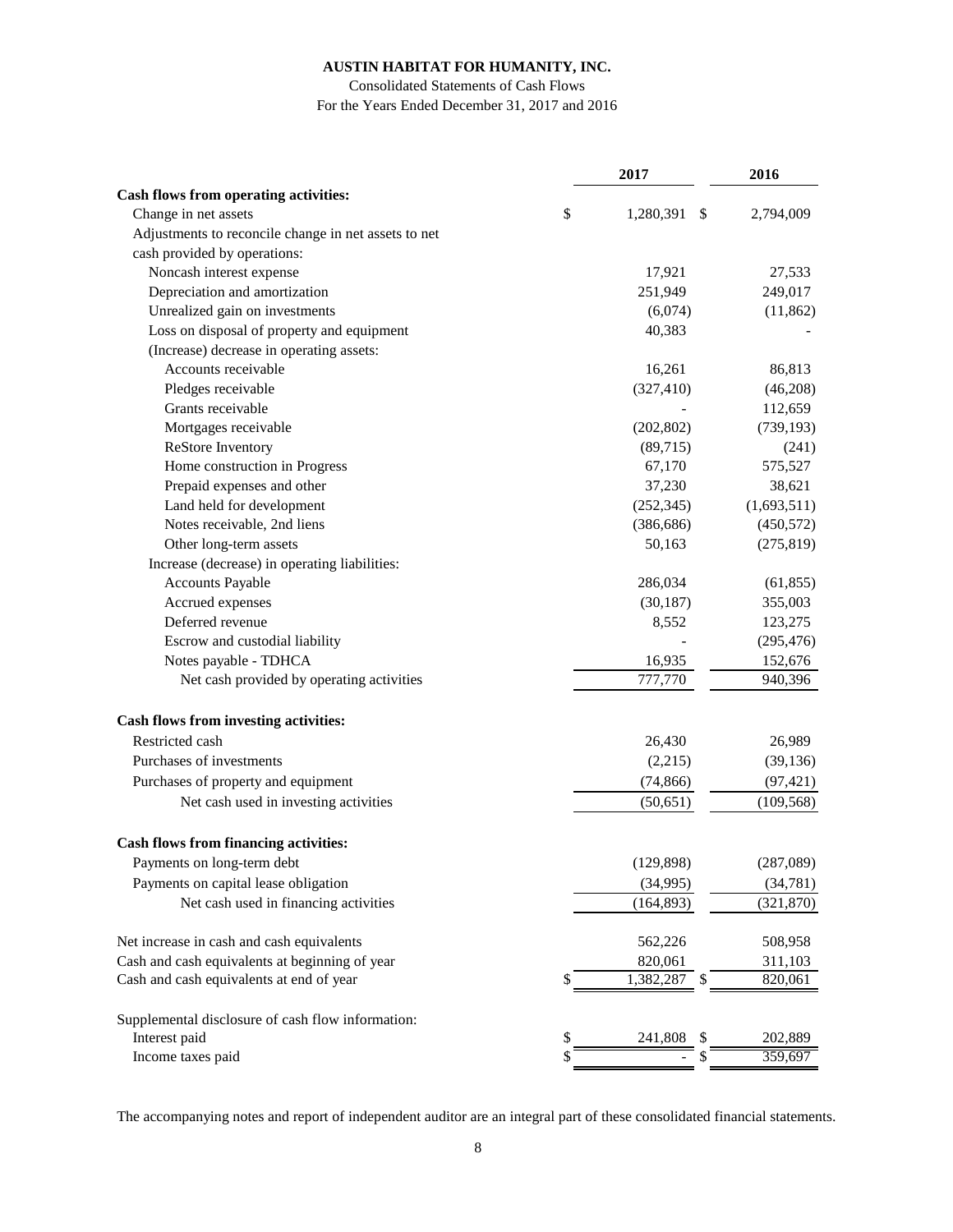# AUSTIN HABITAT FOR HUMANITY, INC.

Consolidated Statements of Cash Flows

For the Years Ended December 31, 2017 and 2016

| | 2017 | 2016 |
|---|---|---|
| **Cash flows from operating activities:** | | |
| Change in net assets | $ 1,280,391 | $ 2,794,009 |
| Adjustments to reconcile change in net assets to net cash provided by operations: | | |
| Noncash interest expense | 17,921 | 27,533 |
| Depreciation and amortization | 251,949 | 249,017 |
| Unrealized gain on investments | (6,074) | (11,862) |
| Loss on disposal of property and equipment | 40,383 | - |
| (Increase) decrease in operating assets: | | |
| Accounts receivable | 16,261 | 86,813 |
| Pledges receivable | (327,410) | (46,208) |
| Grants receivable | - | 112,659 |
| Mortgages receivable | (202,802) | (739,193) |
| ReStore Inventory | (89,715) | (241) |
| Home construction in Progress | 67,170 | 575,527 |
| Prepaid expenses and other | 37,230 | 38,621 |
| Land held for development | (252,345) | (1,693,511) |
| Notes receivable, 2nd liens | (386,686) | (450,572) |
| Other long-term assets | 50,163 | (275,819) |
| Increase (decrease) in operating liabilities: | | |
| Accounts Payable | 286,034 | (61,855) |
| Accrued expenses | (30,187) | 355,003 |
| Deferred revenue | 8,552 | 123,275 |
| Escrow and custodial liability | - | (295,476) |
| Notes payable - TDHCA | 16,935 | 152,676 |
| Net cash provided by operating activities | 777,770 | 940,396 |
| **Cash flows from investing activities:** | | |
| Restricted cash | 26,430 | 26,989 |
| Purchases of investments | (2,215) | (39,136) |
| Purchases of property and equipment | (74,866) | (97,421) |
| Net cash used in investing activities | (50,651) | (109,568) |
| **Cash flows from financing activities:** | | |
| Payments on long-term debt | (129,898) | (287,089) |
| Payments on capital lease obligation | (34,995) | (34,781) |
| Net cash used in financing activities | (164,893) | (321,870) |
| Net increase in cash and cash equivalents | 562,226 | 508,958 |
| Cash and cash equivalents at beginning of year | 820,061 | 311,103 |
| Cash and cash equivalents at end of year | $ 1,382,287 | $ 820,061 |
| Supplemental disclosure of cash flow information: | | |
| Interest paid | $ 241,808 | $ 202,889 |
| Income taxes paid | $ - | $ 359,697 |

The accompanying notes and report of independent auditor are an integral part of these consolidated financial statements.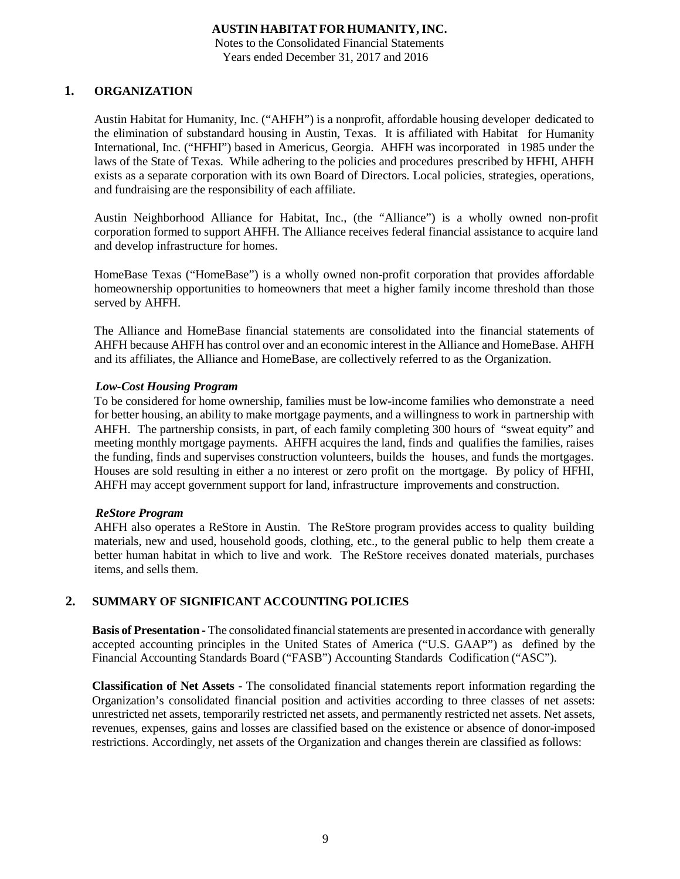# 1. ORGANIZATION

Austin Habitat for Humanity, Inc. ("AHFH") is a nonprofit, affordable housing developer dedicated to the elimination of substandard housing in Austin, Texas. It is affiliated with Habitat for Humanity International, Inc. ("HFHI") based in Americus, Georgia. AHFH was incorporated in 1985 under the laws of the State of Texas. While adhering to the policies and procedures prescribed by HFHI, AHFH exists as a separate corporation with its own Board of Directors. Local policies, strategies, operations, and fundraising are the responsibility of each affiliate.

Austin Neighborhood Alliance for Habitat, Inc., (the "Alliance") is a wholly owned non-profit corporation formed to support AHFH. The Alliance receives federal financial assistance to acquire land and develop infrastructure for homes.

HomeBase Texas ("HomeBase") is a wholly owned non-profit corporation that provides affordable homeownership opportunities to homeowners that meet a higher family income threshold than those served by AHFH.

The Alliance and HomeBase financial statements are consolidated into the financial statements of AHFH because AHFH has control over and an economic interest in the Alliance and HomeBase. AHFH and its affiliates, the Alliance and HomeBase, are collectively referred to as the Organization.

***Low-Cost Housing Program***

To be considered for home ownership, families must be low-income families who demonstrate a need for better housing, an ability to make mortgage payments, and a willingness to work in partnership with AHFH. The partnership consists, in part, of each family completing 300 hours of "sweat equity" and meeting monthly mortgage payments. AHFH acquires the land, finds and qualifies the families, raises the funding, finds and supervises construction volunteers, builds the houses, and funds the mortgages. Houses are sold resulting in either a no interest or zero profit on the mortgage. By policy of HFHI, AHFH may accept government support for land, infrastructure improvements and construction.

***ReStore Program***

AHFH also operates a ReStore in Austin. The ReStore program provides access to quality building materials, new and used, household goods, clothing, etc., to the general public to help them create a better human habitat in which to live and work. The ReStore receives donated materials, purchases items, and sells them.

# 2. SUMMARY OF SIGNIFICANT ACCOUNTING POLICIES

**Basis of Presentation -** The consolidated financial statements are presented in accordance with generally accepted accounting principles in the United States of America ("U.S. GAAP") as defined by the Financial Accounting Standards Board ("FASB") Accounting Standards Codification ("ASC").

**Classification of Net Assets -** The consolidated financial statements report information regarding the Organization's consolidated financial position and activities according to three classes of net assets: unrestricted net assets, temporarily restricted net assets, and permanently restricted net assets. Net assets, revenues, expenses, gains and losses are classified based on the existence or absence of donor-imposed restrictions. Accordingly, net assets of the Organization and changes therein are classified as follows: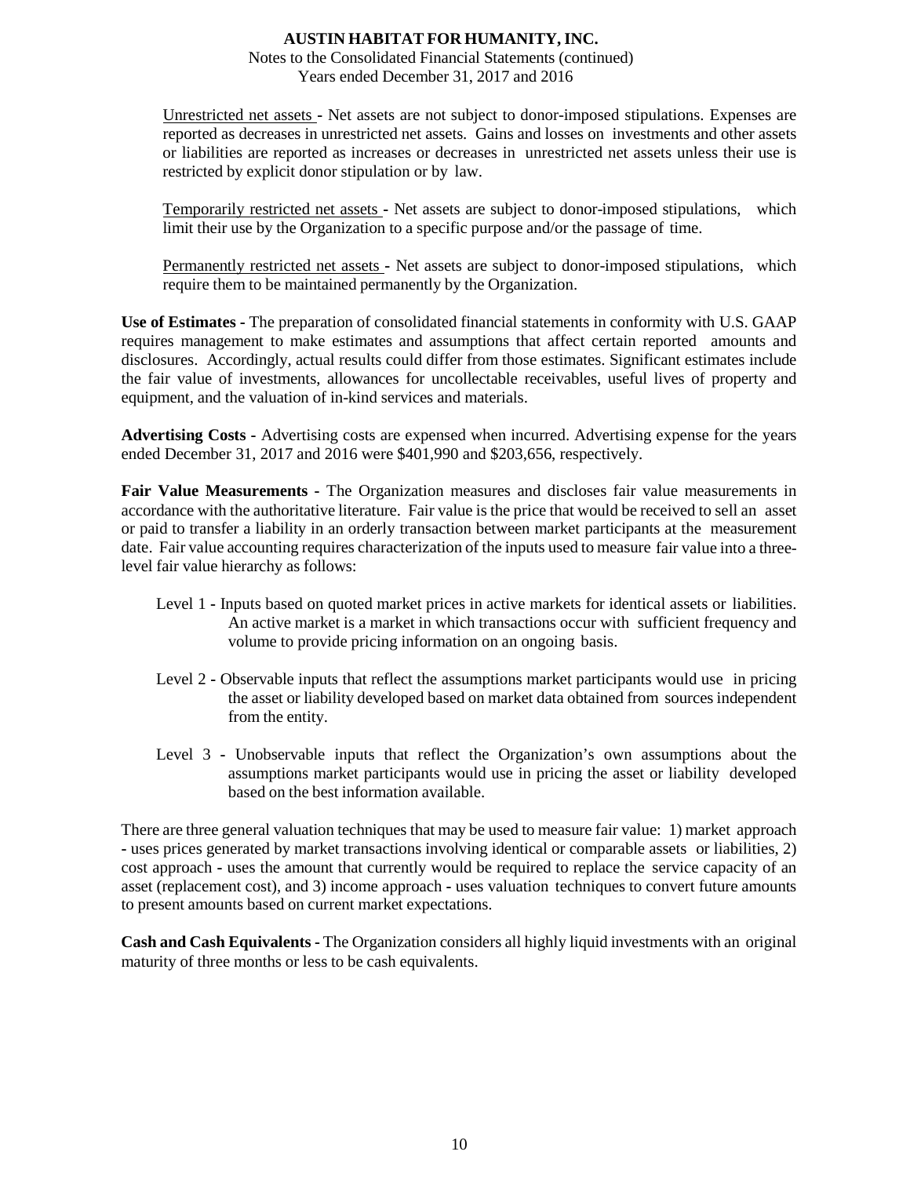Unrestricted net assets - Net assets are not subject to donor-imposed stipulations. Expenses are reported as decreases in unrestricted net assets. Gains and losses on investments and other assets or liabilities are reported as increases or decreases in unrestricted net assets unless their use is restricted by explicit donor stipulation or by law.

Temporarily restricted net assets - Net assets are subject to donor-imposed stipulations, which limit their use by the Organization to a specific purpose and/or the passage of time.

Permanently restricted net assets - Net assets are subject to donor-imposed stipulations, which require them to be maintained permanently by the Organization.

**Use of Estimates** - The preparation of consolidated financial statements in conformity with U.S. GAAP requires management to make estimates and assumptions that affect certain reported amounts and disclosures. Accordingly, actual results could differ from those estimates. Significant estimates include the fair value of investments, allowances for uncollectable receivables, useful lives of property and equipment, and the valuation of in-kind services and materials.

**Advertising Costs** - Advertising costs are expensed when incurred. Advertising expense for the years ended December 31, 2017 and 2016 were $401,990 and $203,656, respectively.

**Fair Value Measurements** - The Organization measures and discloses fair value measurements in accordance with the authoritative literature. Fair value is the price that would be received to sell an asset or paid to transfer a liability in an orderly transaction between market participants at the measurement date. Fair value accounting requires characterization of the inputs used to measure fair value into a three-level fair value hierarchy as follows:

Level 1 - Inputs based on quoted market prices in active markets for identical assets or liabilities. An active market is a market in which transactions occur with sufficient frequency and volume to provide pricing information on an ongoing basis.

Level 2 - Observable inputs that reflect the assumptions market participants would use in pricing the asset or liability developed based on market data obtained from sources independent from the entity.

Level 3 - Unobservable inputs that reflect the Organization's own assumptions about the assumptions market participants would use in pricing the asset or liability developed based on the best information available.

There are three general valuation techniques that may be used to measure fair value: 1) market approach - uses prices generated by market transactions involving identical or comparable assets or liabilities, 2) cost approach - uses the amount that currently would be required to replace the service capacity of an asset (replacement cost), and 3) income approach - uses valuation techniques to convert future amounts to present amounts based on current market expectations.

**Cash and Cash Equivalents** - The Organization considers all highly liquid investments with an original maturity of three months or less to be cash equivalents.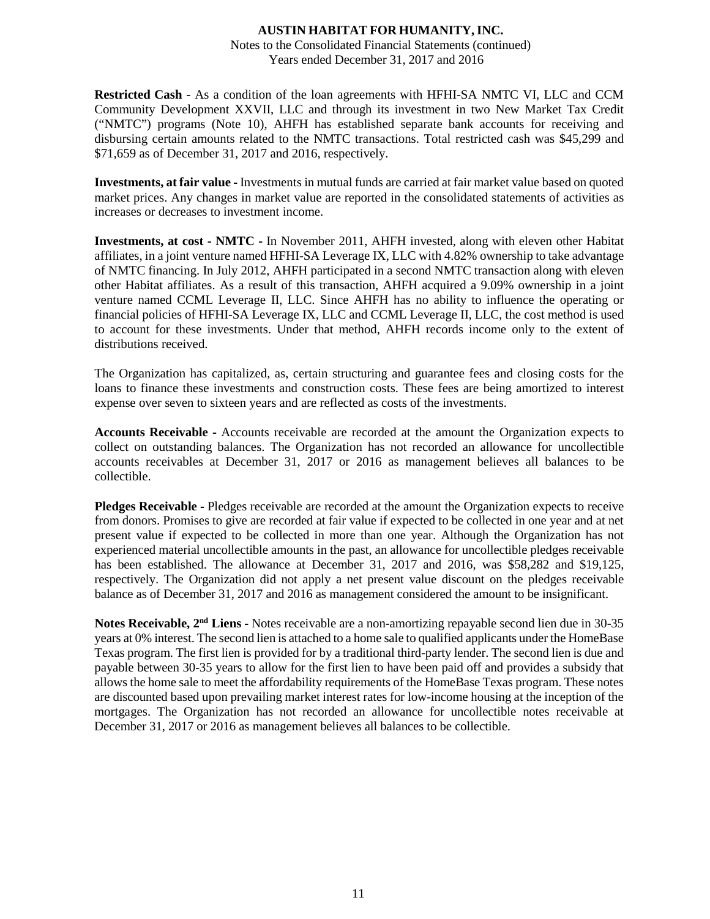**Restricted Cash -** As a condition of the loan agreements with HFHI-SA NMTC VI, LLC and CCM Community Development XXVII, LLC and through its investment in two New Market Tax Credit ("NMTC") programs (Note 10), AHFH has established separate bank accounts for receiving and disbursing certain amounts related to the NMTC transactions. Total restricted cash was $45,299 and $71,659 as of December 31, 2017 and 2016, respectively.

**Investments, at fair value -** Investments in mutual funds are carried at fair market value based on quoted market prices. Any changes in market value are reported in the consolidated statements of activities as increases or decreases to investment income.

**Investments, at cost - NMTC -** In November 2011, AHFH invested, along with eleven other Habitat affiliates, in a joint venture named HFHI-SA Leverage IX, LLC with 4.82% ownership to take advantage of NMTC financing. In July 2012, AHFH participated in a second NMTC transaction along with eleven other Habitat affiliates. As a result of this transaction, AHFH acquired a 9.09% ownership in a joint venture named CCML Leverage II, LLC. Since AHFH has no ability to influence the operating or financial policies of HFHI-SA Leverage IX, LLC and CCML Leverage II, LLC, the cost method is used to account for these investments. Under that method, AHFH records income only to the extent of distributions received.

The Organization has capitalized, as, certain structuring and guarantee fees and closing costs for the loans to finance these investments and construction costs. These fees are being amortized to interest expense over seven to sixteen years and are reflected as costs of the investments.

**Accounts Receivable -** Accounts receivable are recorded at the amount the Organization expects to collect on outstanding balances. The Organization has not recorded an allowance for uncollectible accounts receivables at December 31, 2017 or 2016 as management believes all balances to be collectible.

**Pledges Receivable -** Pledges receivable are recorded at the amount the Organization expects to receive from donors. Promises to give are recorded at fair value if expected to be collected in one year and at net present value if expected to be collected in more than one year. Although the Organization has not experienced material uncollectible amounts in the past, an allowance for uncollectible pledges receivable has been established. The allowance at December 31, 2017 and 2016, was $58,282 and $19,125, respectively. The Organization did not apply a net present value discount on the pledges receivable balance as of December 31, 2017 and 2016 as management considered the amount to be insignificant.

**Notes Receivable, 2nd Liens -** Notes receivable are a non-amortizing repayable second lien due in 30-35 years at 0% interest. The second lien is attached to a home sale to qualified applicants under the HomeBase Texas program. The first lien is provided for by a traditional third-party lender. The second lien is due and payable between 30-35 years to allow for the first lien to have been paid off and provides a subsidy that allows the home sale to meet the affordability requirements of the HomeBase Texas program. These notes are discounted based upon prevailing market interest rates for low-income housing at the inception of the mortgages. The Organization has not recorded an allowance for uncollectible notes receivable at December 31, 2017 or 2016 as management believes all balances to be collectible.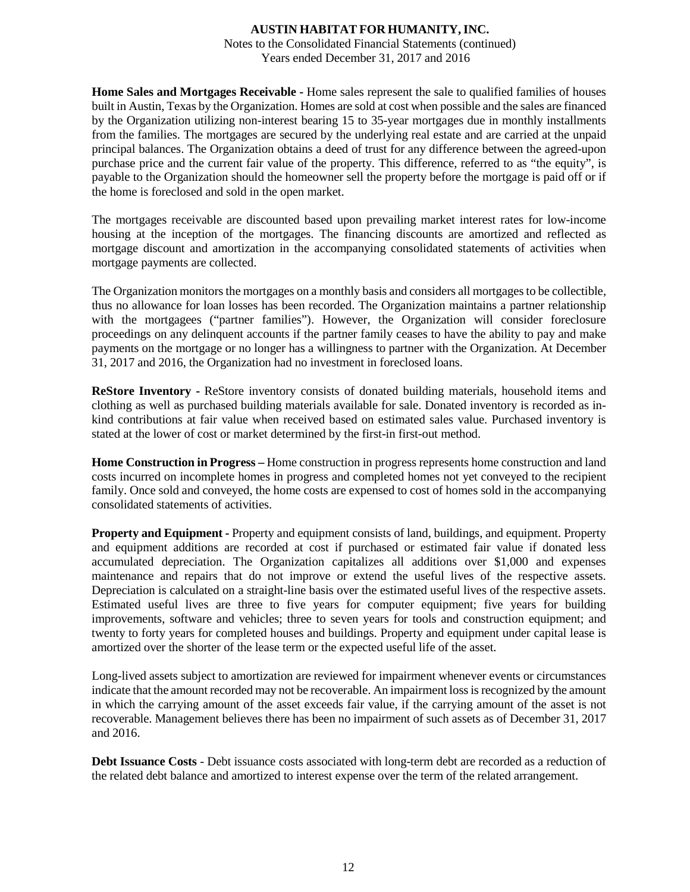**Home Sales and Mortgages Receivable -** Home sales represent the sale to qualified families of houses built in Austin, Texas by the Organization. Homes are sold at cost when possible and the sales are financed by the Organization utilizing non-interest bearing 15 to 35-year mortgages due in monthly installments from the families. The mortgages are secured by the underlying real estate and are carried at the unpaid principal balances. The Organization obtains a deed of trust for any difference between the agreed-upon purchase price and the current fair value of the property. This difference, referred to as "the equity", is payable to the Organization should the homeowner sell the property before the mortgage is paid off or if the home is foreclosed and sold in the open market.

The mortgages receivable are discounted based upon prevailing market interest rates for low-income housing at the inception of the mortgages. The financing discounts are amortized and reflected as mortgage discount and amortization in the accompanying consolidated statements of activities when mortgage payments are collected.

The Organization monitors the mortgages on a monthly basis and considers all mortgages to be collectible, thus no allowance for loan losses has been recorded. The Organization maintains a partner relationship with the mortgagees ("partner families"). However, the Organization will consider foreclosure proceedings on any delinquent accounts if the partner family ceases to have the ability to pay and make payments on the mortgage or no longer has a willingness to partner with the Organization. At December 31, 2017 and 2016, the Organization had no investment in foreclosed loans.

**ReStore Inventory -** ReStore inventory consists of donated building materials, household items and clothing as well as purchased building materials available for sale. Donated inventory is recorded as in-kind contributions at fair value when received based on estimated sales value. Purchased inventory is stated at the lower of cost or market determined by the first-in first-out method.

**Home Construction in Progress –** Home construction in progress represents home construction and land costs incurred on incomplete homes in progress and completed homes not yet conveyed to the recipient family. Once sold and conveyed, the home costs are expensed to cost of homes sold in the accompanying consolidated statements of activities.

**Property and Equipment -** Property and equipment consists of land, buildings, and equipment. Property and equipment additions are recorded at cost if purchased or estimated fair value if donated less accumulated depreciation. The Organization capitalizes all additions over $1,000 and expenses maintenance and repairs that do not improve or extend the useful lives of the respective assets. Depreciation is calculated on a straight-line basis over the estimated useful lives of the respective assets. Estimated useful lives are three to five years for computer equipment; five years for building improvements, software and vehicles; three to seven years for tools and construction equipment; and twenty to forty years for completed houses and buildings. Property and equipment under capital lease is amortized over the shorter of the lease term or the expected useful life of the asset.

Long-lived assets subject to amortization are reviewed for impairment whenever events or circumstances indicate that the amount recorded may not be recoverable. An impairment loss is recognized by the amount in which the carrying amount of the asset exceeds fair value, if the carrying amount of the asset is not recoverable. Management believes there has been no impairment of such assets as of December 31, 2017 and 2016.

**Debt Issuance Costs** - Debt issuance costs associated with long-term debt are recorded as a reduction of the related debt balance and amortized to interest expense over the term of the related arrangement.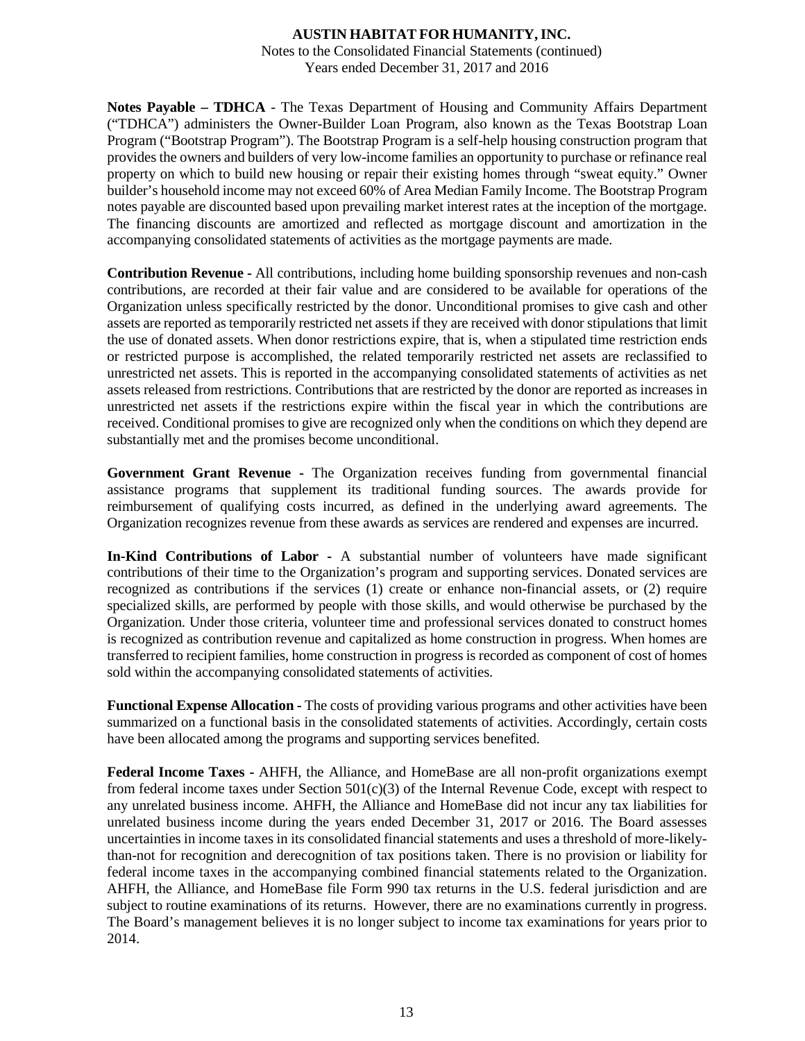**Notes Payable – TDHCA** - The Texas Department of Housing and Community Affairs Department ("TDHCA") administers the Owner-Builder Loan Program, also known as the Texas Bootstrap Loan Program ("Bootstrap Program"). The Bootstrap Program is a self-help housing construction program that provides the owners and builders of very low-income families an opportunity to purchase or refinance real property on which to build new housing or repair their existing homes through "sweat equity." Owner builder's household income may not exceed 60% of Area Median Family Income. The Bootstrap Program notes payable are discounted based upon prevailing market interest rates at the inception of the mortgage. The financing discounts are amortized and reflected as mortgage discount and amortization in the accompanying consolidated statements of activities as the mortgage payments are made.

**Contribution Revenue -** All contributions, including home building sponsorship revenues and non-cash contributions, are recorded at their fair value and are considered to be available for operations of the Organization unless specifically restricted by the donor. Unconditional promises to give cash and other assets are reported as temporarily restricted net assets if they are received with donor stipulations that limit the use of donated assets. When donor restrictions expire, that is, when a stipulated time restriction ends or restricted purpose is accomplished, the related temporarily restricted net assets are reclassified to unrestricted net assets. This is reported in the accompanying consolidated statements of activities as net assets released from restrictions. Contributions that are restricted by the donor are reported as increases in unrestricted net assets if the restrictions expire within the fiscal year in which the contributions are received. Conditional promises to give are recognized only when the conditions on which they depend are substantially met and the promises become unconditional.

**Government Grant Revenue -** The Organization receives funding from governmental financial assistance programs that supplement its traditional funding sources. The awards provide for reimbursement of qualifying costs incurred, as defined in the underlying award agreements. The Organization recognizes revenue from these awards as services are rendered and expenses are incurred.

**In-Kind Contributions of Labor -** A substantial number of volunteers have made significant contributions of their time to the Organization's program and supporting services. Donated services are recognized as contributions if the services (1) create or enhance non-financial assets, or (2) require specialized skills, are performed by people with those skills, and would otherwise be purchased by the Organization. Under those criteria, volunteer time and professional services donated to construct homes is recognized as contribution revenue and capitalized as home construction in progress. When homes are transferred to recipient families, home construction in progress is recorded as component of cost of homes sold within the accompanying consolidated statements of activities.

**Functional Expense Allocation -** The costs of providing various programs and other activities have been summarized on a functional basis in the consolidated statements of activities. Accordingly, certain costs have been allocated among the programs and supporting services benefited.

**Federal Income Taxes -** AHFH, the Alliance, and HomeBase are all non-profit organizations exempt from federal income taxes under Section 501(c)(3) of the Internal Revenue Code, except with respect to any unrelated business income. AHFH, the Alliance and HomeBase did not incur any tax liabilities for unrelated business income during the years ended December 31, 2017 or 2016. The Board assesses uncertainties in income taxes in its consolidated financial statements and uses a threshold of more-likely-than-not for recognition and derecognition of tax positions taken. There is no provision or liability for federal income taxes in the accompanying combined financial statements related to the Organization. AHFH, the Alliance, and HomeBase file Form 990 tax returns in the U.S. federal jurisdiction and are subject to routine examinations of its returns. However, there are no examinations currently in progress. The Board's management believes it is no longer subject to income tax examinations for years prior to 2014.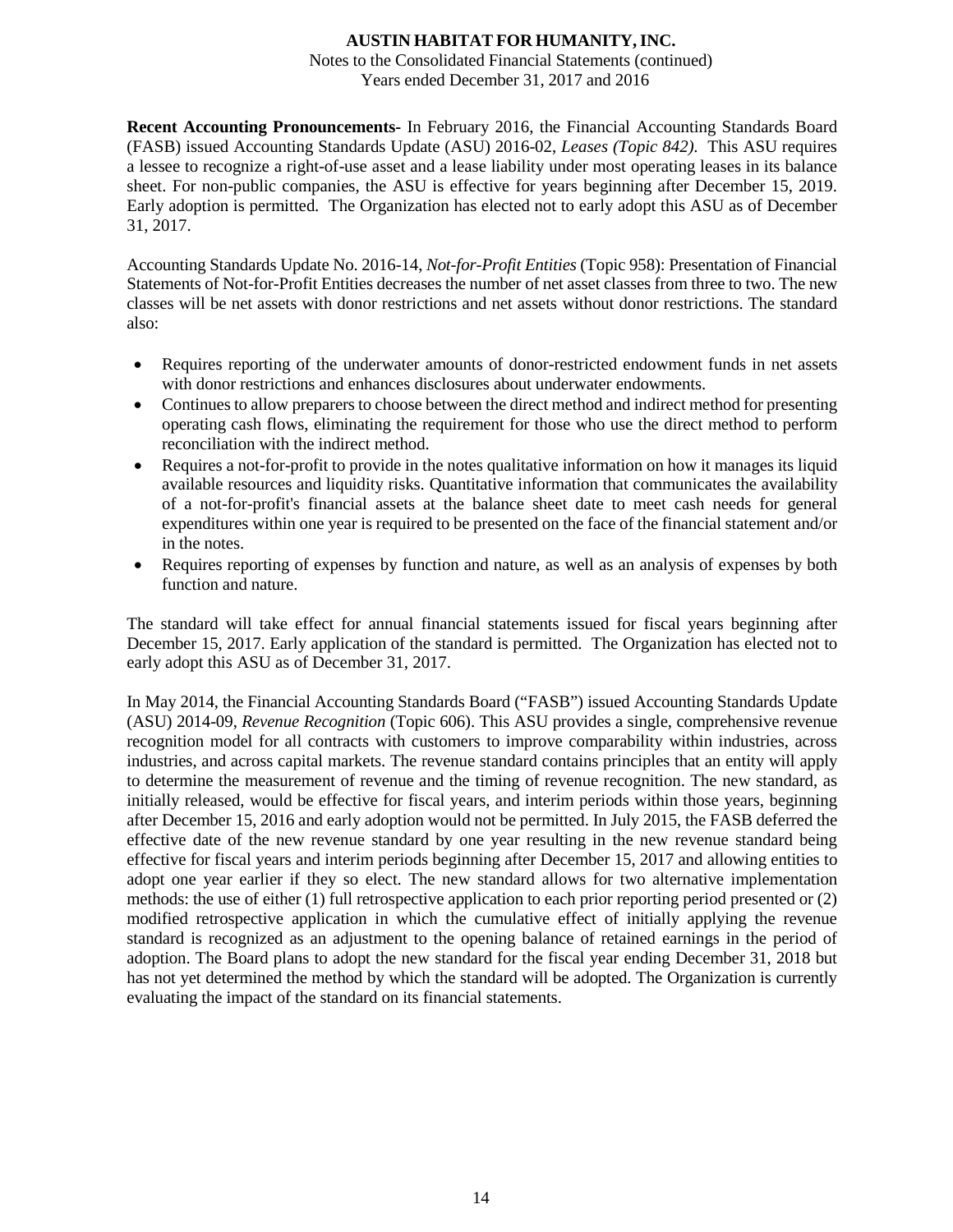**Recent Accounting Pronouncements-** In February 2016, the Financial Accounting Standards Board (FASB) issued Accounting Standards Update (ASU) 2016-02, *Leases (Topic 842).* This ASU requires a lessee to recognize a right-of-use asset and a lease liability under most operating leases in its balance sheet. For non-public companies, the ASU is effective for years beginning after December 15, 2019. Early adoption is permitted. The Organization has elected not to early adopt this ASU as of December 31, 2017.

Accounting Standards Update No. 2016-14, *Not-for-Profit Entities* (Topic 958): Presentation of Financial Statements of Not-for-Profit Entities decreases the number of net asset classes from three to two. The new classes will be net assets with donor restrictions and net assets without donor restrictions. The standard also:

- Requires reporting of the underwater amounts of donor-restricted endowment funds in net assets with donor restrictions and enhances disclosures about underwater endowments.
- Continues to allow preparers to choose between the direct method and indirect method for presenting operating cash flows, eliminating the requirement for those who use the direct method to perform reconciliation with the indirect method.
- Requires a not-for-profit to provide in the notes qualitative information on how it manages its liquid available resources and liquidity risks. Quantitative information that communicates the availability of a not-for-profit's financial assets at the balance sheet date to meet cash needs for general expenditures within one year is required to be presented on the face of the financial statement and/or in the notes.
- Requires reporting of expenses by function and nature, as well as an analysis of expenses by both function and nature.

The standard will take effect for annual financial statements issued for fiscal years beginning after December 15, 2017. Early application of the standard is permitted. The Organization has elected not to early adopt this ASU as of December 31, 2017.

In May 2014, the Financial Accounting Standards Board ("FASB") issued Accounting Standards Update (ASU) 2014-09, *Revenue Recognition* (Topic 606). This ASU provides a single, comprehensive revenue recognition model for all contracts with customers to improve comparability within industries, across industries, and across capital markets. The revenue standard contains principles that an entity will apply to determine the measurement of revenue and the timing of revenue recognition. The new standard, as initially released, would be effective for fiscal years, and interim periods within those years, beginning after December 15, 2016 and early adoption would not be permitted. In July 2015, the FASB deferred the effective date of the new revenue standard by one year resulting in the new revenue standard being effective for fiscal years and interim periods beginning after December 15, 2017 and allowing entities to adopt one year earlier if they so elect. The new standard allows for two alternative implementation methods: the use of either (1) full retrospective application to each prior reporting period presented or (2) modified retrospective application in which the cumulative effect of initially applying the revenue standard is recognized as an adjustment to the opening balance of retained earnings in the period of adoption. The Board plans to adopt the new standard for the fiscal year ending December 31, 2018 but has not yet determined the method by which the standard will be adopted. The Organization is currently evaluating the impact of the standard on its financial statements.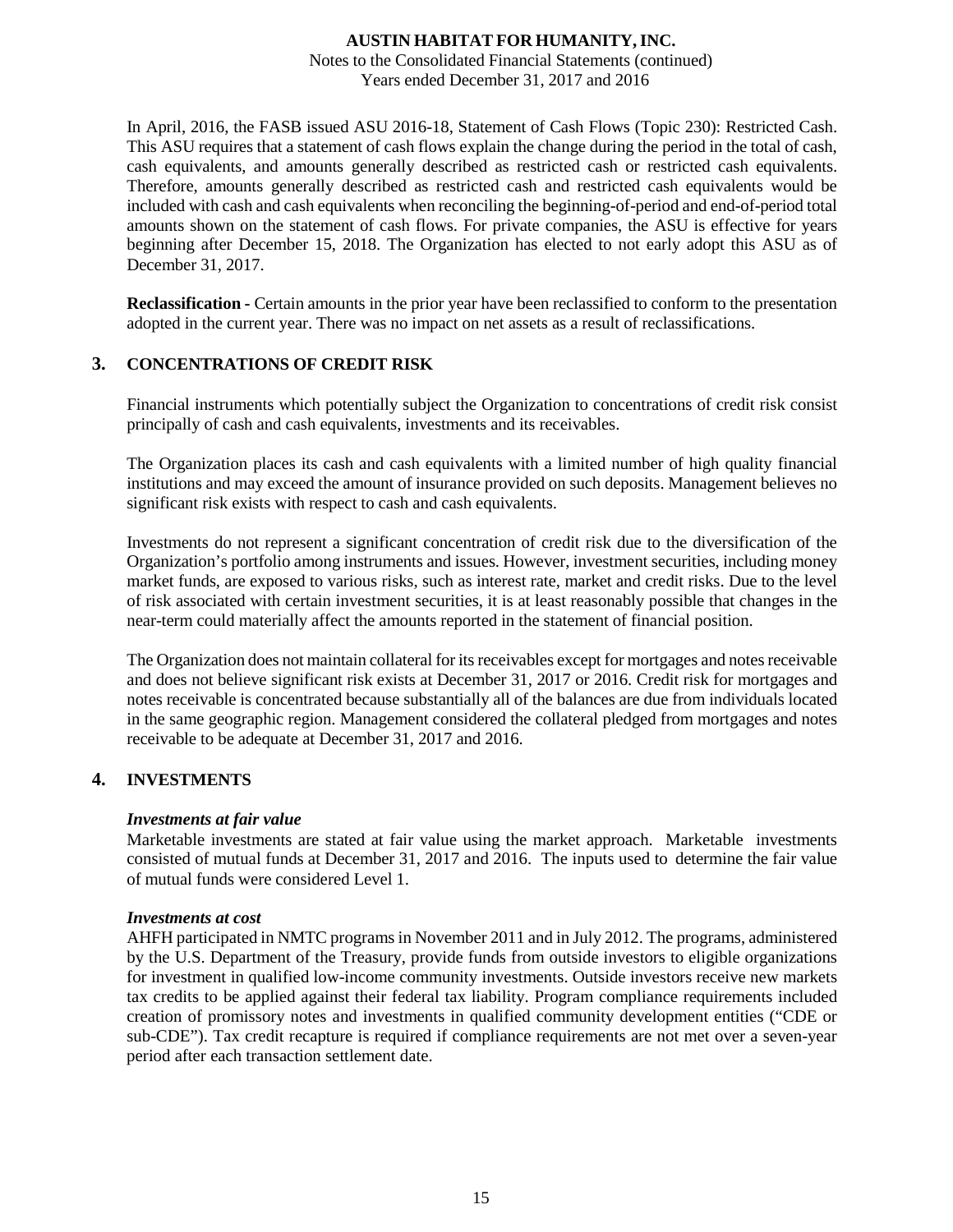In April, 2016, the FASB issued ASU 2016-18, Statement of Cash Flows (Topic 230): Restricted Cash. This ASU requires that a statement of cash flows explain the change during the period in the total of cash, cash equivalents, and amounts generally described as restricted cash or restricted cash equivalents. Therefore, amounts generally described as restricted cash and restricted cash equivalents would be included with cash and cash equivalents when reconciling the beginning-of-period and end-of-period total amounts shown on the statement of cash flows. For private companies, the ASU is effective for years beginning after December 15, 2018. The Organization has elected to not early adopt this ASU as of December 31, 2017.

**Reclassification -** Certain amounts in the prior year have been reclassified to conform to the presentation adopted in the current year. There was no impact on net assets as a result of reclassifications.

## 3. CONCENTRATIONS OF CREDIT RISK

Financial instruments which potentially subject the Organization to concentrations of credit risk consist principally of cash and cash equivalents, investments and its receivables.

The Organization places its cash and cash equivalents with a limited number of high quality financial institutions and may exceed the amount of insurance provided on such deposits. Management believes no significant risk exists with respect to cash and cash equivalents.

Investments do not represent a significant concentration of credit risk due to the diversification of the Organization's portfolio among instruments and issues. However, investment securities, including money market funds, are exposed to various risks, such as interest rate, market and credit risks. Due to the level of risk associated with certain investment securities, it is at least reasonably possible that changes in the near-term could materially affect the amounts reported in the statement of financial position.

The Organization does not maintain collateral for its receivables except for mortgages and notes receivable and does not believe significant risk exists at December 31, 2017 or 2016. Credit risk for mortgages and notes receivable is concentrated because substantially all of the balances are due from individuals located in the same geographic region. Management considered the collateral pledged from mortgages and notes receivable to be adequate at December 31, 2017 and 2016.

## 4. INVESTMENTS

***Investments at fair value***

Marketable investments are stated at fair value using the market approach. Marketable investments consisted of mutual funds at December 31, 2017 and 2016. The inputs used to determine the fair value of mutual funds were considered Level 1.

***Investments at cost***

AHFH participated in NMTC programs in November 2011 and in July 2012. The programs, administered by the U.S. Department of the Treasury, provide funds from outside investors to eligible organizations for investment in qualified low-income community investments. Outside investors receive new markets tax credits to be applied against their federal tax liability. Program compliance requirements included creation of promissory notes and investments in qualified community development entities ("CDE or sub-CDE"). Tax credit recapture is required if compliance requirements are not met over a seven-year period after each transaction settlement date.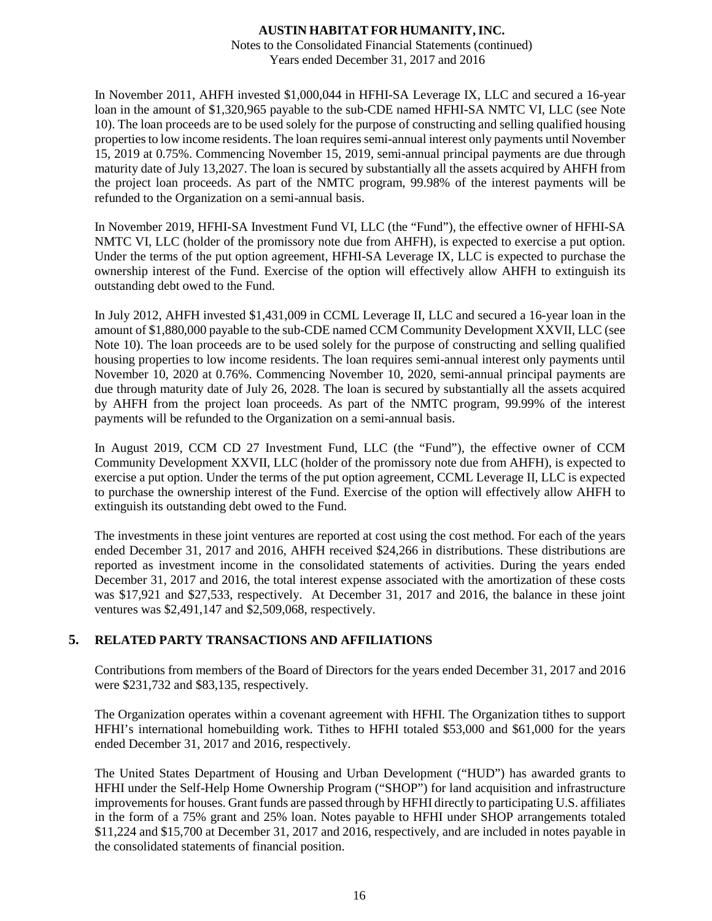In November 2011, AHFH invested $1,000,044 in HFHI-SA Leverage IX, LLC and secured a 16-year loan in the amount of $1,320,965 payable to the sub-CDE named HFHI-SA NMTC VI, LLC (see Note 10). The loan proceeds are to be used solely for the purpose of constructing and selling qualified housing properties to low income residents. The loan requires semi-annual interest only payments until November 15, 2019 at 0.75%. Commencing November 15, 2019, semi-annual principal payments are due through maturity date of July 13,2027. The loan is secured by substantially all the assets acquired by AHFH from the project loan proceeds. As part of the NMTC program, 99.98% of the interest payments will be refunded to the Organization on a semi-annual basis.

In November 2019, HFHI-SA Investment Fund VI, LLC (the "Fund"), the effective owner of HFHI-SA NMTC VI, LLC (holder of the promissory note due from AHFH), is expected to exercise a put option. Under the terms of the put option agreement, HFHI-SA Leverage IX, LLC is expected to purchase the ownership interest of the Fund. Exercise of the option will effectively allow AHFH to extinguish its outstanding debt owed to the Fund.

In July 2012, AHFH invested $1,431,009 in CCML Leverage II, LLC and secured a 16-year loan in the amount of $1,880,000 payable to the sub-CDE named CCM Community Development XXVII, LLC (see Note 10). The loan proceeds are to be used solely for the purpose of constructing and selling qualified housing properties to low income residents. The loan requires semi-annual interest only payments until November 10, 2020 at 0.76%. Commencing November 10, 2020, semi-annual principal payments are due through maturity date of July 26, 2028. The loan is secured by substantially all the assets acquired by AHFH from the project loan proceeds. As part of the NMTC program, 99.99% of the interest payments will be refunded to the Organization on a semi-annual basis.

In August 2019, CCM CD 27 Investment Fund, LLC (the "Fund"), the effective owner of CCM Community Development XXVII, LLC (holder of the promissory note due from AHFH), is expected to exercise a put option. Under the terms of the put option agreement, CCML Leverage II, LLC is expected to purchase the ownership interest of the Fund. Exercise of the option will effectively allow AHFH to extinguish its outstanding debt owed to the Fund.

The investments in these joint ventures are reported at cost using the cost method. For each of the years ended December 31, 2017 and 2016, AHFH received $24,266 in distributions. These distributions are reported as investment income in the consolidated statements of activities. During the years ended December 31, 2017 and 2016, the total interest expense associated with the amortization of these costs was $17,921 and $27,533, respectively. At December 31, 2017 and 2016, the balance in these joint ventures was $2,491,147 and $2,509,068, respectively.

## 5. RELATED PARTY TRANSACTIONS AND AFFILIATIONS

Contributions from members of the Board of Directors for the years ended December 31, 2017 and 2016 were $231,732 and $83,135, respectively.

The Organization operates within a covenant agreement with HFHI. The Organization tithes to support HFHI's international homebuilding work. Tithes to HFHI totaled $53,000 and $61,000 for the years ended December 31, 2017 and 2016, respectively.

The United States Department of Housing and Urban Development ("HUD") has awarded grants to HFHI under the Self-Help Home Ownership Program ("SHOP") for land acquisition and infrastructure improvements for houses. Grant funds are passed through by HFHI directly to participating U.S. affiliates in the form of a 75% grant and 25% loan. Notes payable to HFHI under SHOP arrangements totaled $11,224 and $15,700 at December 31, 2017 and 2016, respectively, and are included in notes payable in the consolidated statements of financial position.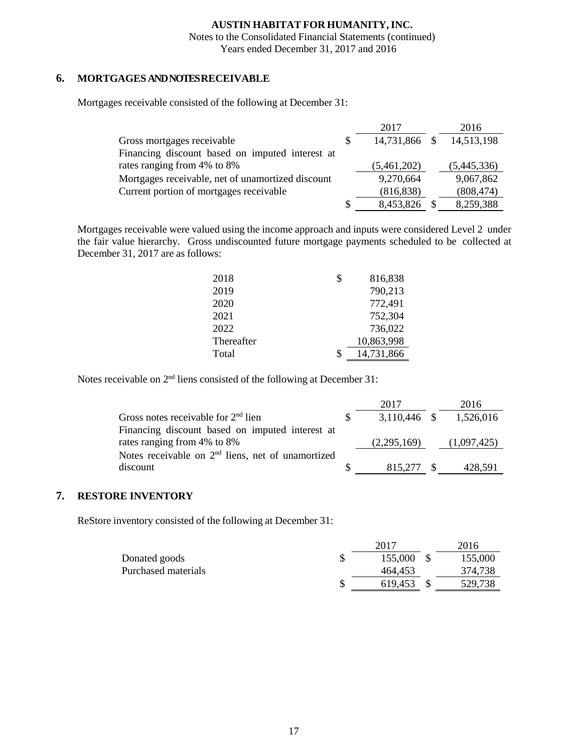## 6. MORTGAGES AND NOTES RECEIVABLE

Mortgages receivable consisted of the following at December 31:

| | 2017 | 2016 |
|---|---|---|
| Gross mortgages receivable | $ 14,731,866 | $ 14,513,198 |
| Financing discount based on imputed interest at rates ranging from 4% to 8% | (5,461,202) | (5,445,336) |
| Mortgages receivable, net of unamortized discount | 9,270,664 | 9,067,862 |
| Current portion of mortgages receivable | (816,838) | (808,474) |
| | $ 8,453,826 | $ 8,259,388 |

Mortgages receivable were valued using the income approach and inputs were considered Level 2 under the fair value hierarchy. Gross undiscounted future mortgage payments scheduled to be collected at December 31, 2017 are as follows:

| | |
|---|---|
| 2018 | $ 816,838 |
| 2019 | 790,213 |
| 2020 | 772,491 |
| 2021 | 752,304 |
| 2022 | 736,022 |
| Thereafter | 10,863,998 |
| Total | $ 14,731,866 |

Notes receivable on 2nd liens consisted of the following at December 31:

| | 2017 | 2016 |
|---|---|---|
| Gross notes receivable for 2nd lien | $ 3,110,446 | $ 1,526,016 |
| Financing discount based on imputed interest at rates ranging from 4% to 8% | (2,295,169) | (1,097,425) |
| Notes receivable on 2nd liens, net of unamortized discount | $ 815,277 | $ 428,591 |

## 7. RESTORE INVENTORY

ReStore inventory consisted of the following at December 31:

| | 2017 | 2016 |
|---|---|---|
| Donated goods | $ 155,000 | $ 155,000 |
| Purchased materials | 464,453 | 374,738 |
| | $ 619,453 | $ 529,738 |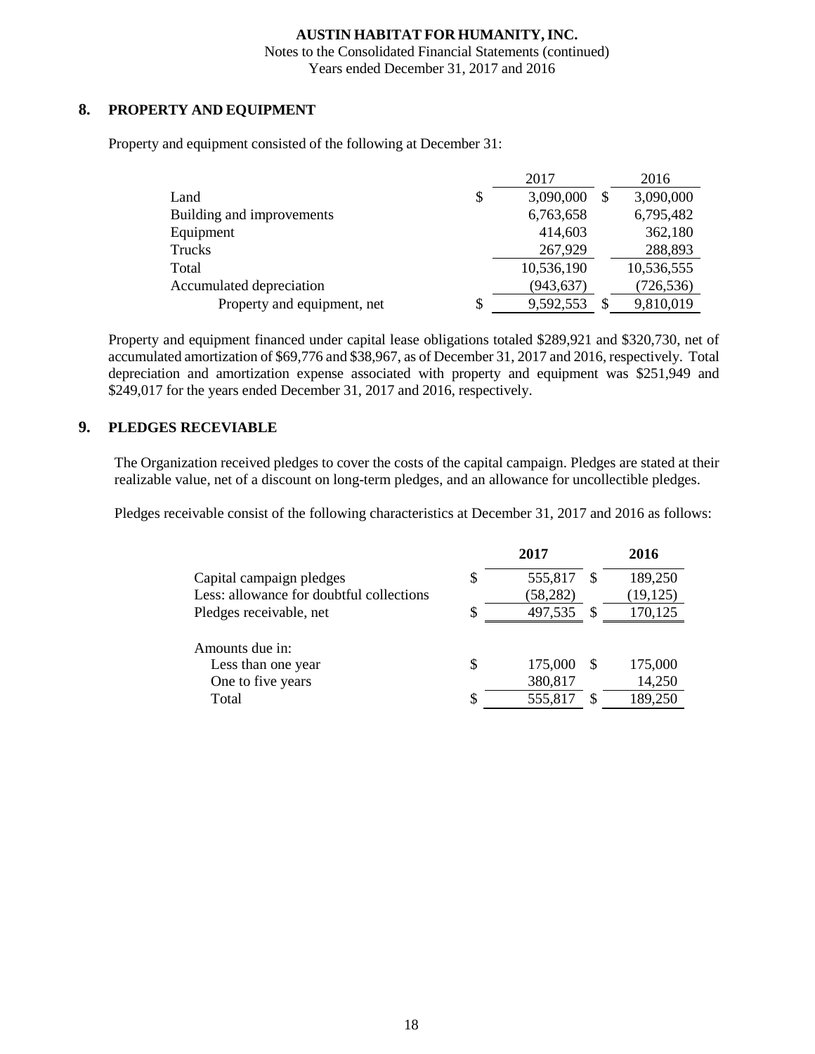## 8. PROPERTY AND EQUIPMENT

Property and equipment consisted of the following at December 31:

| | 2017 | 2016 |
|---|---|---|
| Land | $ 3,090,000 | $ 3,090,000 |
| Building and improvements | 6,763,658 | 6,795,482 |
| Equipment | 414,603 | 362,180 |
| Trucks | 267,929 | 288,893 |
| Total | 10,536,190 | 10,536,555 |
| Accumulated depreciation | (943,637) | (726,536) |
| Property and equipment, net | $ 9,592,553 | $ 9,810,019 |

Property and equipment financed under capital lease obligations totaled $289,921 and $320,730, net of accumulated amortization of $69,776 and $38,967, as of December 31, 2017 and 2016, respectively. Total depreciation and amortization expense associated with property and equipment was $251,949 and $249,017 for the years ended December 31, 2017 and 2016, respectively.

## 9. PLEDGES RECEIVABLE

The Organization received pledges to cover the costs of the capital campaign. Pledges are stated at their realizable value, net of a discount on long-term pledges, and an allowance for uncollectible pledges.

Pledges receivable consist of the following characteristics at December 31, 2017 and 2016 as follows:

| | **2017** | **2016** |
|---|---|---|
| Capital campaign pledges | $ 555,817 | $ 189,250 |
| Less: allowance for doubtful collections | (58,282) | (19,125) |
| Pledges receivable, net | $ 497,535 | $ 170,125 |
| | | |
| Amounts due in: | | |
| Less than one year | $ 175,000 | $ 175,000 |
| One to five years | 380,817 | 14,250 |
| Total | $ 555,817 | $ 189,250 |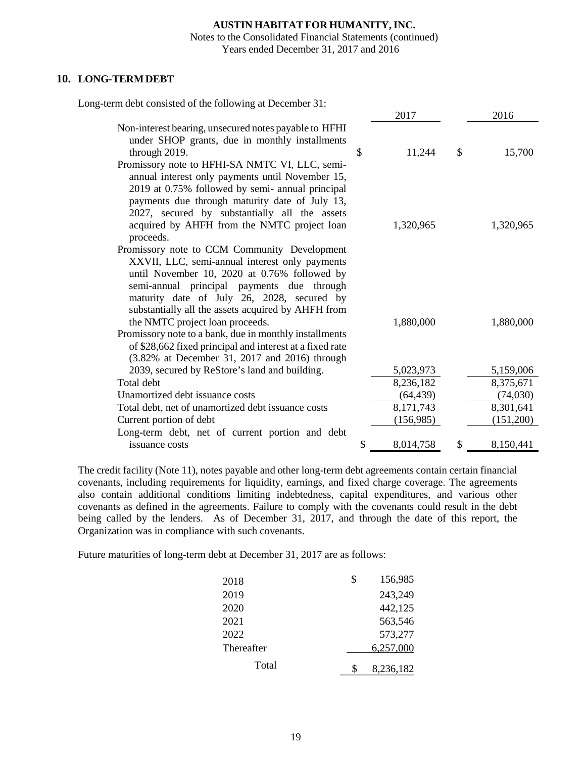## 10. LONG-TERM DEBT

Long-term debt consisted of the following at December 31:

| | 2017 | 2016 |
|---|---|---|
| Non-interest bearing, unsecured notes payable to HFHI under SHOP grants, due in monthly installments through 2019. | $ 11,244 | $ 15,700 |
| Promissory note to HFHI-SA NMTC VI, LLC, semi-annual interest only payments until November 15, 2019 at 0.75% followed by semi- annual principal payments due through maturity date of July 13, 2027, secured by substantially all the assets acquired by AHFH from the NMTC project loan proceeds. | 1,320,965 | 1,320,965 |
| Promissory note to CCM Community Development XXVII, LLC, semi-annual interest only payments until November 10, 2020 at 0.76% followed by semi-annual principal payments due through maturity date of July 26, 2028, secured by substantially all the assets acquired by AHFH from the NMTC project loan proceeds. | 1,880,000 | 1,880,000 |
| Promissory note to a bank, due in monthly installments of $28,662 fixed principal and interest at a fixed rate (3.82% at December 31, 2017 and 2016) through 2039, secured by ReStore's land and building. | 5,023,973 | 5,159,006 |
| Total debt | 8,236,182 | 8,375,671 |
| Unamortized debt issuance costs | (64,439) | (74,030) |
| Total debt, net of unamortized debt issuance costs | 8,171,743 | 8,301,641 |
| Current portion of debt | (156,985) | (151,200) |
| Long-term debt, net of current portion and debt issuance costs | $ 8,014,758 | $ 8,150,441 |

The credit facility (Note 11), notes payable and other long-term debt agreements contain certain financial covenants, including requirements for liquidity, earnings, and fixed charge coverage. The agreements also contain additional conditions limiting indebtedness, capital expenditures, and various other covenants as defined in the agreements. Failure to comply with the covenants could result in the debt being called by the lenders. As of December 31, 2017, and through the date of this report, the Organization was in compliance with such covenants.

Future maturities of long-term debt at December 31, 2017 are as follows:

| | |
|---|---|
| 2018 | $ 156,985 |
| 2019 | 243,249 |
| 2020 | 442,125 |
| 2021 | 563,546 |
| 2022 | 573,277 |
| Thereafter | 6,257,000 |
| Total | $ 8,236,182 |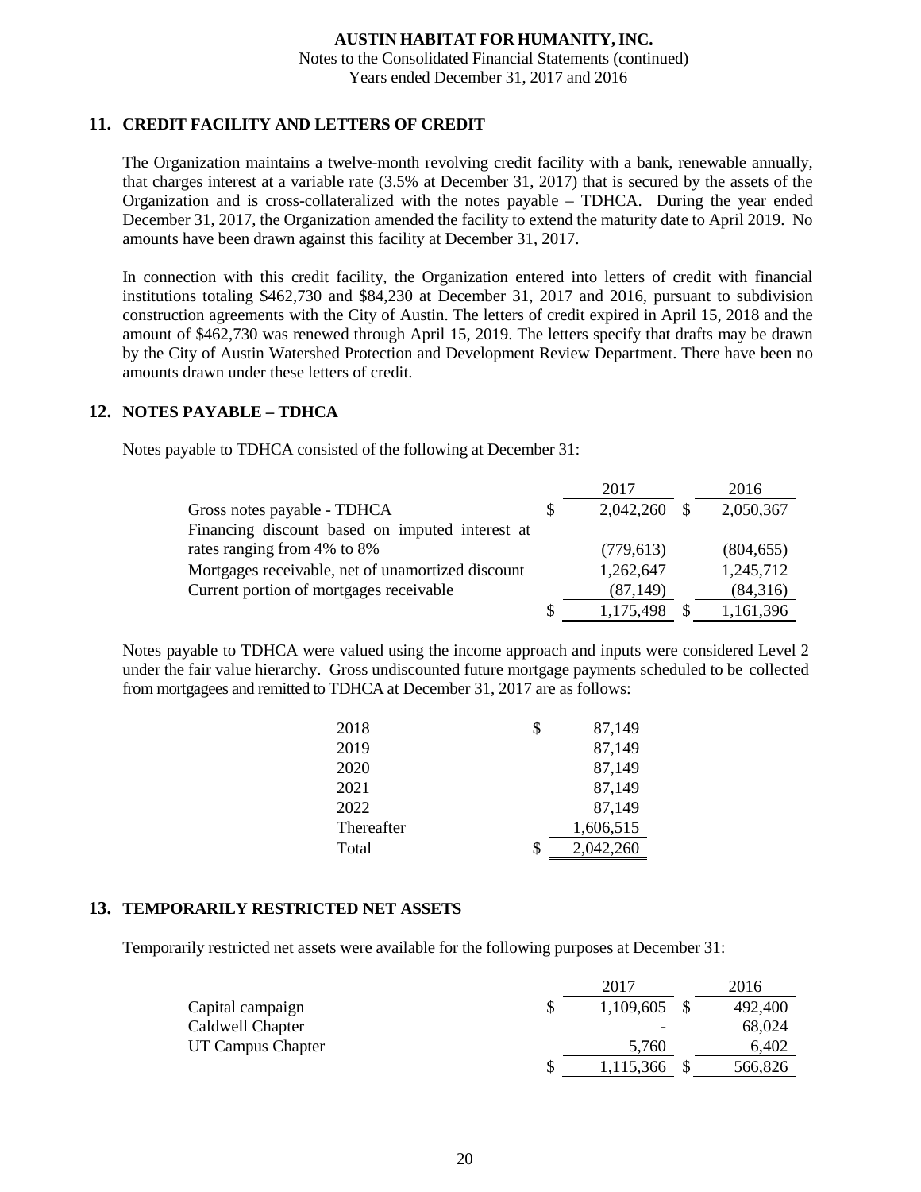## 11. CREDIT FACILITY AND LETTERS OF CREDIT

The Organization maintains a twelve-month revolving credit facility with a bank, renewable annually, that charges interest at a variable rate (3.5% at December 31, 2017) that is secured by the assets of the Organization and is cross-collateralized with the notes payable – TDHCA. During the year ended December 31, 2017, the Organization amended the facility to extend the maturity date to April 2019. No amounts have been drawn against this facility at December 31, 2017.

In connection with this credit facility, the Organization entered into letters of credit with financial institutions totaling $462,730 and $84,230 at December 31, 2017 and 2016, pursuant to subdivision construction agreements with the City of Austin. The letters of credit expired in April 15, 2018 and the amount of $462,730 was renewed through April 15, 2019. The letters specify that drafts may be drawn by the City of Austin Watershed Protection and Development Review Department. There have been no amounts drawn under these letters of credit.

## 12. NOTES PAYABLE – TDHCA

Notes payable to TDHCA consisted of the following at December 31:

| | 2017 | 2016 |
|---|---|---|
| Gross notes payable - TDHCA | $ 2,042,260 | $ 2,050,367 |
| Financing discount based on imputed interest at rates ranging from 4% to 8% | (779,613) | (804,655) |
| Mortgages receivable, net of unamortized discount | 1,262,647 | 1,245,712 |
| Current portion of mortgages receivable | (87,149) | (84,316) |
| | $ 1,175,498 | $ 1,161,396 |

Notes payable to TDHCA were valued using the income approach and inputs were considered Level 2 under the fair value hierarchy. Gross undiscounted future mortgage payments scheduled to be collected from mortgagees and remitted to TDHCA at December 31, 2017 are as follows:

| | |
|---|---|
| 2018 | $ 87,149 |
| 2019 | 87,149 |
| 2020 | 87,149 |
| 2021 | 87,149 |
| 2022 | 87,149 |
| Thereafter | 1,606,515 |
| Total | $ 2,042,260 |

## 13. TEMPORARILY RESTRICTED NET ASSETS

Temporarily restricted net assets were available for the following purposes at December 31:

| | 2017 | 2016 |
|---|---|---|
| Capital campaign | $ 1,109,605 | $ 492,400 |
| Caldwell Chapter | - | 68,024 |
| UT Campus Chapter | 5,760 | 6,402 |
| | $ 1,115,366 | $ 566,826 |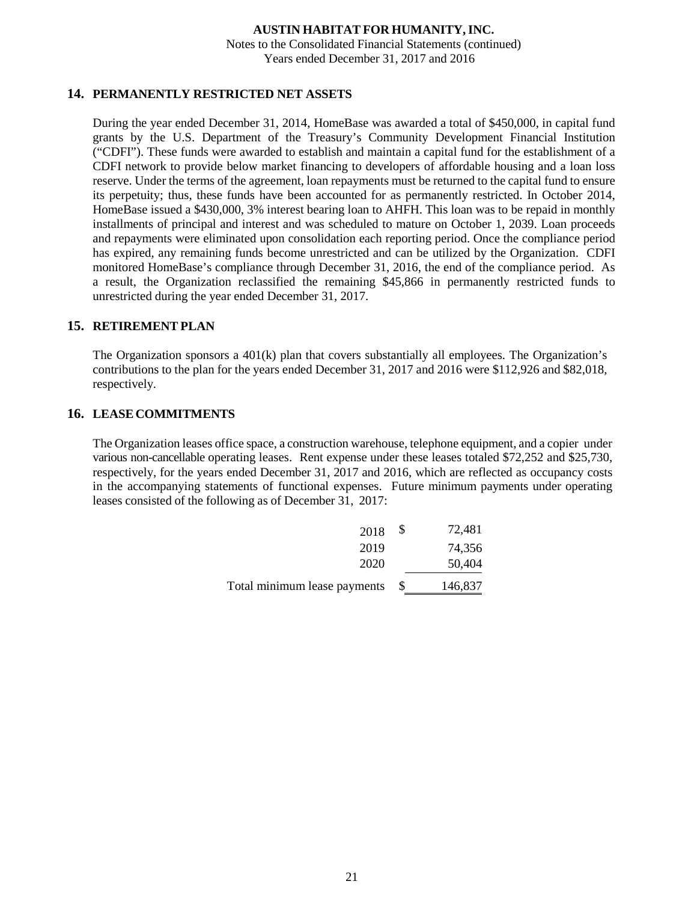## 14. PERMANENTLY RESTRICTED NET ASSETS

During the year ended December 31, 2014, HomeBase was awarded a total of $450,000, in capital fund grants by the U.S. Department of the Treasury's Community Development Financial Institution ("CDFI"). These funds were awarded to establish and maintain a capital fund for the establishment of a CDFI network to provide below market financing to developers of affordable housing and a loan loss reserve. Under the terms of the agreement, loan repayments must be returned to the capital fund to ensure its perpetuity; thus, these funds have been accounted for as permanently restricted. In October 2014, HomeBase issued a $430,000, 3% interest bearing loan to AHFH. This loan was to be repaid in monthly installments of principal and interest and was scheduled to mature on October 1, 2039. Loan proceeds and repayments were eliminated upon consolidation each reporting period. Once the compliance period has expired, any remaining funds become unrestricted and can be utilized by the Organization. CDFI monitored HomeBase's compliance through December 31, 2016, the end of the compliance period. As a result, the Organization reclassified the remaining $45,866 in permanently restricted funds to unrestricted during the year ended December 31, 2017.

## 15. RETIREMENT PLAN

The Organization sponsors a 401(k) plan that covers substantially all employees. The Organization's contributions to the plan for the years ended December 31, 2017 and 2016 were $112,926 and $82,018, respectively.

## 16. LEASE COMMITMENTS

The Organization leases office space, a construction warehouse, telephone equipment, and a copier under various non-cancellable operating leases. Rent expense under these leases totaled $72,252 and $25,730, respectively, for the years ended December 31, 2017 and 2016, which are reflected as occupancy costs in the accompanying statements of functional expenses. Future minimum payments under operating leases consisted of the following as of December 31, 2017:

| | | |
|---|---|---|
| 2018 | $ | 72,481 |
| 2019 | | 74,356 |
| 2020 | | 50,404 |
| Total minimum lease payments | $ | 146,837 |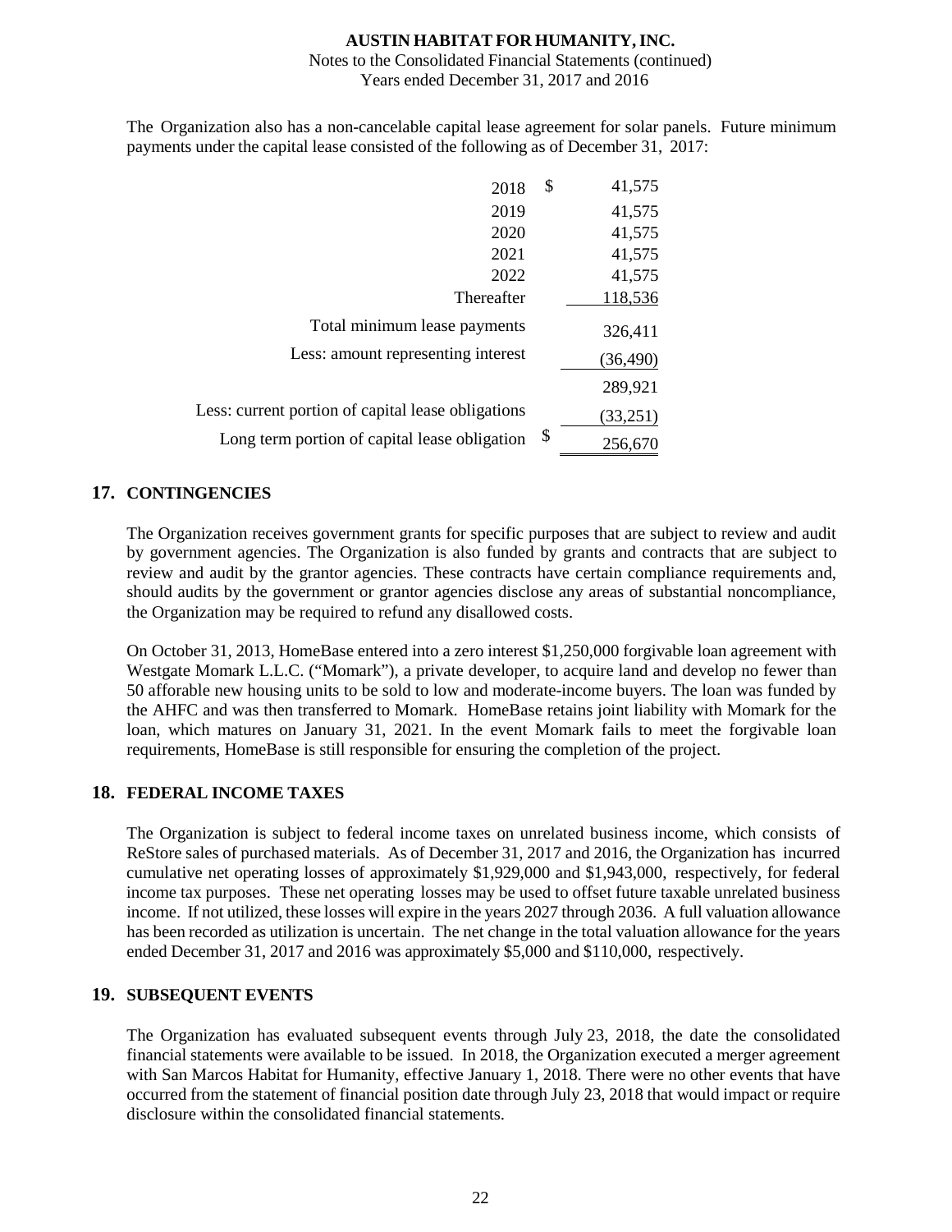The Organization also has a non-cancelable capital lease agreement for solar panels. Future minimum payments under the capital lease consisted of the following as of December 31, 2017:

| | |
|---|---|
| 2018 | $ 41,575 |
| 2019 | 41,575 |
| 2020 | 41,575 |
| 2021 | 41,575 |
| 2022 | 41,575 |
| Thereafter | 118,536 |
| Total minimum lease payments | 326,411 |
| Less: amount representing interest | (36,490) |
| | 289,921 |
| Less: current portion of capital lease obligations | (33,251) |
| Long term portion of capital lease obligation | $ 256,670 |

## 17. CONTINGENCIES

The Organization receives government grants for specific purposes that are subject to review and audit by government agencies. The Organization is also funded by grants and contracts that are subject to review and audit by the grantor agencies. These contracts have certain compliance requirements and, should audits by the government or grantor agencies disclose any areas of substantial noncompliance, the Organization may be required to refund any disallowed costs.

On October 31, 2013, HomeBase entered into a zero interest $1,250,000 forgivable loan agreement with Westgate Momark L.L.C. ("Momark"), a private developer, to acquire land and develop no fewer than 50 afforable new housing units to be sold to low and moderate-income buyers. The loan was funded by the AHFC and was then transferred to Momark. HomeBase retains joint liability with Momark for the loan, which matures on January 31, 2021. In the event Momark fails to meet the forgivable loan requirements, HomeBase is still responsible for ensuring the completion of the project.

## 18. FEDERAL INCOME TAXES

The Organization is subject to federal income taxes on unrelated business income, which consists of ReStore sales of purchased materials. As of December 31, 2017 and 2016, the Organization has incurred cumulative net operating losses of approximately $1,929,000 and $1,943,000, respectively, for federal income tax purposes. These net operating losses may be used to offset future taxable unrelated business income. If not utilized, these losses will expire in the years 2027 through 2036. A full valuation allowance has been recorded as utilization is uncertain. The net change in the total valuation allowance for the years ended December 31, 2017 and 2016 was approximately $5,000 and $110,000, respectively.

## 19. SUBSEQUENT EVENTS

The Organization has evaluated subsequent events through July 23, 2018, the date the consolidated financial statements were available to be issued. In 2018, the Organization executed a merger agreement with San Marcos Habitat for Humanity, effective January 1, 2018. There were no other events that have occurred from the statement of financial position date through July 23, 2018 that would impact or require disclosure within the consolidated financial statements.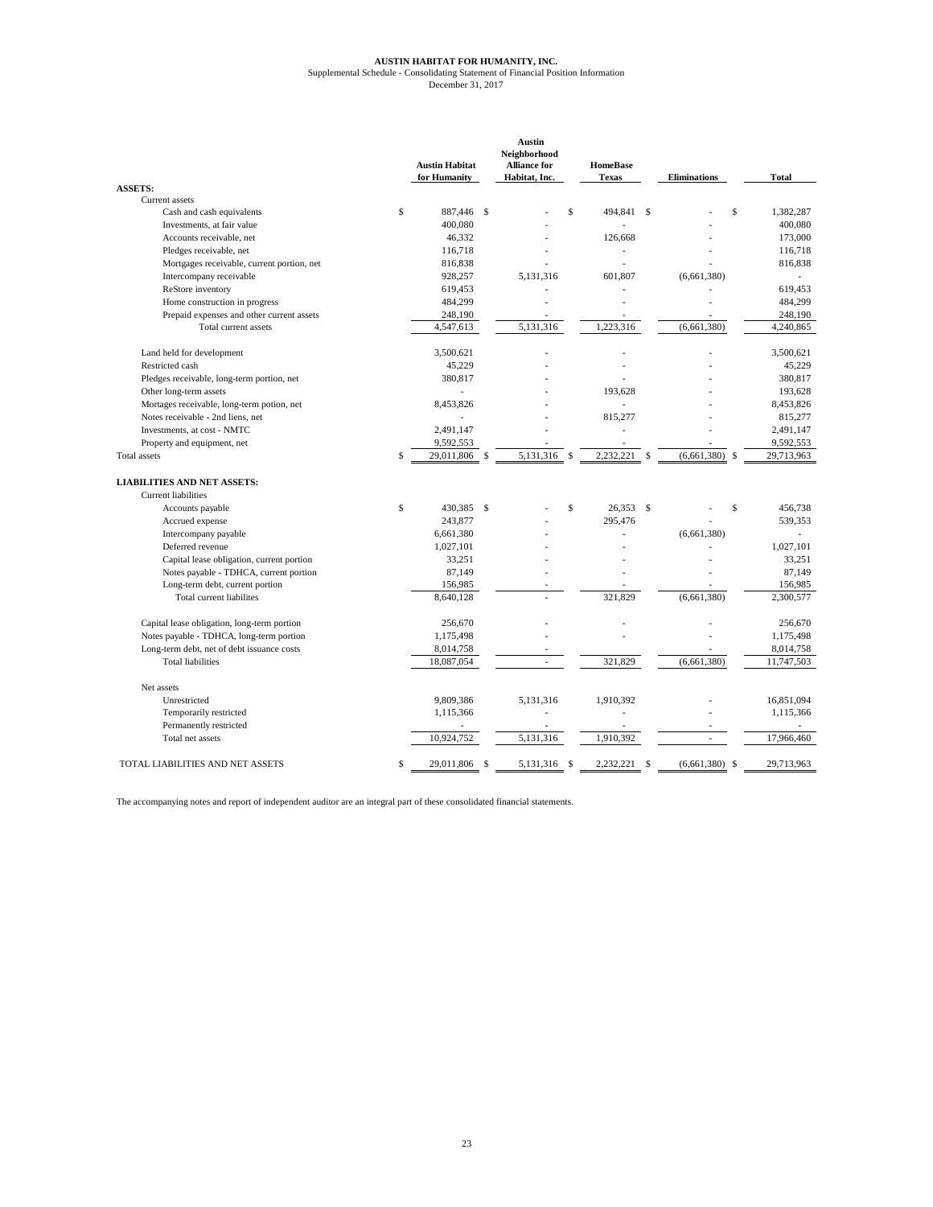**AUSTIN HABITAT FOR HUMANITY, INC.**
Supplemental Schedule - Consolidating Statement of Financial Position Information
December 31, 2017

| | Austin Habitat for Humanity | Austin Neighborhood Alliance for Habitat, Inc. | HomeBase Texas | Eliminations | Total |
|---|---|---|---|---|---|
| **ASSETS:** | | | | | |
| Current assets | | | | | |
| Cash and cash equivalents | $ 887,446 | $ - | $ 494,841 | $ - | $ 1,382,287 |
| Investments, at fair value | 400,080 | - | - | - | 400,080 |
| Accounts receivable, net | 46,332 | - | 126,668 | - | 173,000 |
| Pledges receivable, net | 116,718 | - | - | - | 116,718 |
| Mortgages receivable, current portion, net | 816,838 | - | - | - | 816,838 |
| Intercompany receivable | 928,257 | 5,131,316 | 601,807 | (6,661,380) | - |
| ReStore inventory | 619,453 | - | - | - | 619,453 |
| Home construction in progress | 484,299 | - | - | - | 484,299 |
| Prepaid expenses and other current assets | 248,190 | - | - | - | 248,190 |
| Total current assets | 4,547,613 | 5,131,316 | 1,223,316 | (6,661,380) | 4,240,865 |
| Land held for development | 3,500,621 | - | - | - | 3,500,621 |
| Restricted cash | 45,229 | - | - | - | 45,229 |
| Pledges receivable, long-term portion, net | 380,817 | - | - | - | 380,817 |
| Other long-term assets | - | - | 193,628 | - | 193,628 |
| Mortages receivable, long-term potion, net | 8,453,826 | - | - | - | 8,453,826 |
| Notes receivable - 2nd liens, net | - | - | 815,277 | - | 815,277 |
| Investments, at cost - NMTC | 2,491,147 | - | - | - | 2,491,147 |
| Property and equipment, net | 9,592,553 | - | - | - | 9,592,553 |
| Total assets | $ 29,011,806 | $ 5,131,316 | $ 2,232,221 | $ (6,661,380) | $ 29,713,963 |
| **LIABILITIES AND NET ASSETS:** | | | | | |
| Current liabilities | | | | | |
| Accounts payable | $ 430,385 | $ - | $ 26,353 | $ - | $ 456,738 |
| Accrued expense | 243,877 | - | 295,476 | - | 539,353 |
| Intercompany payable | 6,661,380 | - | - | (6,661,380) | - |
| Deferred revenue | 1,027,101 | - | - | - | 1,027,101 |
| Capital lease obligation, current portion | 33,251 | - | - | - | 33,251 |
| Notes payable - TDHCA, current portion | 87,149 | - | - | - | 87,149 |
| Long-term debt, current portion | 156,985 | - | - | - | 156,985 |
| Total current liabilites | 8,640,128 | - | 321,829 | (6,661,380) | 2,300,577 |
| Capital lease obligation, long-term portion | 256,670 | - | - | - | 256,670 |
| Notes payable - TDHCA, long-term portion | 1,175,498 | - | - | - | 1,175,498 |
| Long-term debt, net of debt issuance costs | 8,014,758 | - | - | - | 8,014,758 |
| Total liabilities | 18,087,054 | - | 321,829 | (6,661,380) | 11,747,503 |
| Net assets | | | | | |
| Unrestricted | 9,809,386 | 5,131,316 | 1,910,392 | - | 16,851,094 |
| Temporarily restricted | 1,115,366 | - | - | - | 1,115,366 |
| Permanently restricted | - | - | - | - | - |
| Total net assets | 10,924,752 | 5,131,316 | 1,910,392 | - | 17,966,460 |
| TOTAL LIABILITIES AND NET ASSETS | $ 29,011,806 | $ 5,131,316 | $ 2,232,221 | $ (6,661,380) | $ 29,713,963 |

The accompanying notes and report of independent auditor are an integral part of these consolidated financial statements.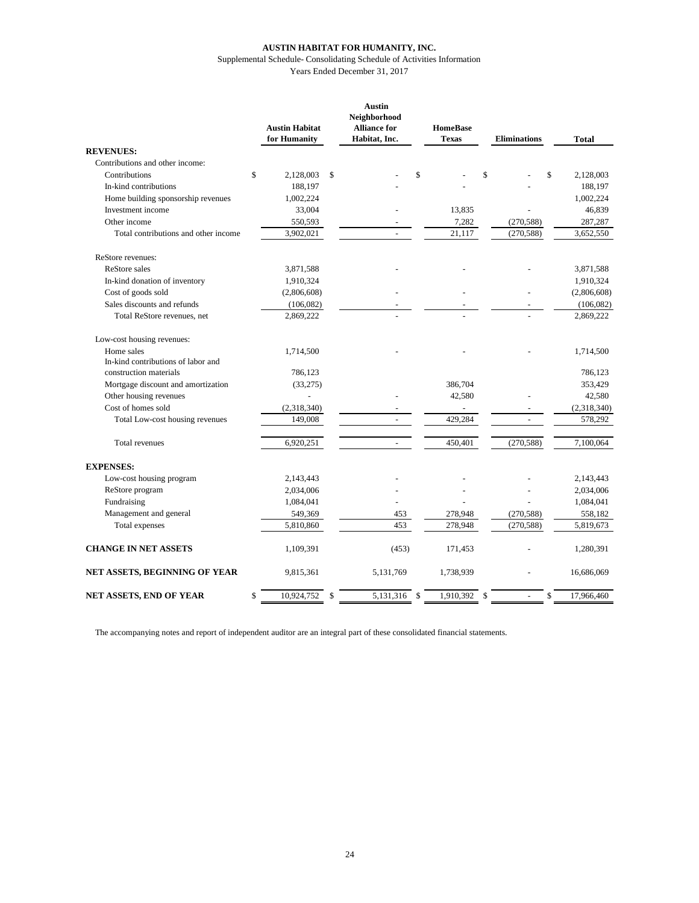# AUSTIN HABITAT FOR HUMANITY, INC.

Supplemental Schedule- Consolidating Schedule of Activities Information

Years Ended December 31, 2017

| | Austin Habitat for Humanity | Austin Neighborhood Alliance for Habitat, Inc. | HomeBase Texas | Eliminations | Total |
|---|---|---|---|---|---|
| **REVENUES:** | | | | | |
| Contributions and other income: | | | | | |
| Contributions | $ 2,128,003 | $ - | $ - | $ - | $ 2,128,003 |
| In-kind contributions | 188,197 | - | - | - | 188,197 |
| Home building sponsorship revenues | 1,002,224 | | | | 1,002,224 |
| Investment income | 33,004 | - | 13,835 | - | 46,839 |
| Other income | 550,593 | - | 7,282 | (270,588) | 287,287 |
| Total contributions and other income | 3,902,021 | - | 21,117 | (270,588) | 3,652,550 |
| ReStore revenues: | | | | | |
| ReStore sales | 3,871,588 | - | - | - | 3,871,588 |
| In-kind donation of inventory | 1,910,324 | | | | 1,910,324 |
| Cost of goods sold | (2,806,608) | - | - | - | (2,806,608) |
| Sales discounts and refunds | (106,082) | - | - | - | (106,082) |
| Total ReStore revenues, net | 2,869,222 | - | - | - | 2,869,222 |
| Low-cost housing revenues: | | | | | |
| Home sales | 1,714,500 | - | - | - | 1,714,500 |
| In-kind contributions of labor and construction materials | 786,123 | | | | 786,123 |
| Mortgage discount and amortization | (33,275) | | 386,704 | | 353,429 |
| Other housing revenues | - | - | 42,580 | - | 42,580 |
| Cost of homes sold | (2,318,340) | - | - | - | (2,318,340) |
| Total Low-cost housing revenues | 149,008 | - | 429,284 | - | 578,292 |
| Total revenues | 6,920,251 | - | 450,401 | (270,588) | 7,100,064 |
| **EXPENSES:** | | | | | |
| Low-cost housing program | 2,143,443 | - | - | - | 2,143,443 |
| ReStore program | 2,034,006 | - | - | - | 2,034,006 |
| Fundraising | 1,084,041 | - | - | - | 1,084,041 |
| Management and general | 549,369 | 453 | 278,948 | (270,588) | 558,182 |
| Total expenses | 5,810,860 | 453 | 278,948 | (270,588) | 5,819,673 |
| **CHANGE IN NET ASSETS** | 1,109,391 | (453) | 171,453 | - | 1,280,391 |
| **NET ASSETS, BEGINNING OF YEAR** | 9,815,361 | 5,131,769 | 1,738,939 | - | 16,686,069 |
| **NET ASSETS, END OF YEAR** | $ 10,924,752 | $ 5,131,316 | $ 1,910,392 | $ - | $ 17,966,460 |

The accompanying notes and report of independent auditor are an integral part of these consolidated financial statements.